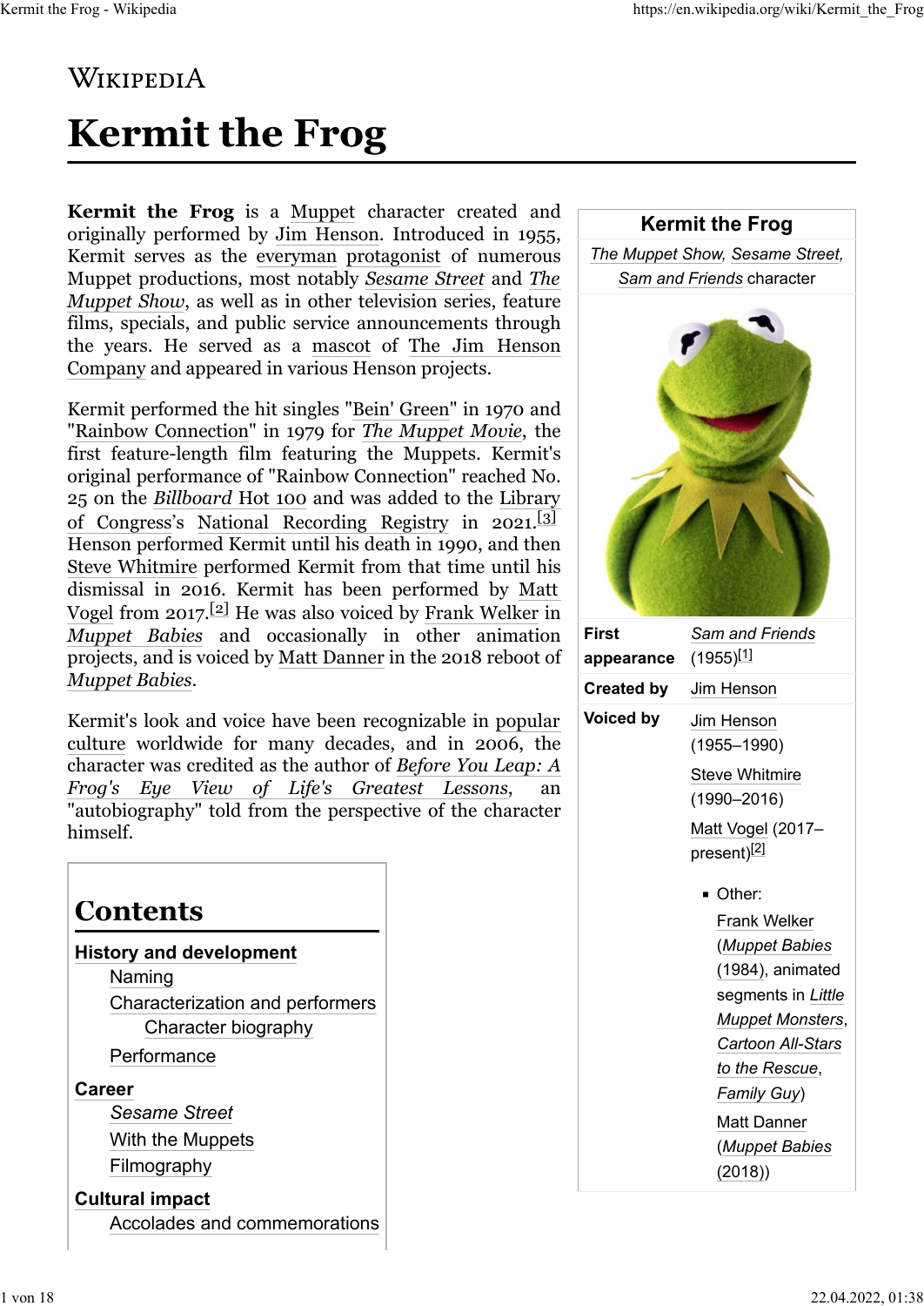Wikipedia

# Kermit the Frog

**Kermit the Frog** is a Muppet character created and originally performed by Jim Henson. Introduced in 1955, Kermit serves as the everyman protagonist of numerous Muppet productions, most notably *Sesame Street* and *The Muppet Show*, as well as in other television series, feature films, specials, and public service announcements through the years. He served as a mascot of The Jim Henson Company and appeared in various Henson projects.

Kermit performed the hit singles "Bein' Green" in 1970 and "Rainbow Connection" in 1979 for *The Muppet Movie*, the first feature-length film featuring the Muppets. Kermit's original performance of "Rainbow Connection" reached No. 25 on the *Billboard* Hot 100 and was added to the Library of Congress's National Recording Registry in 2021.[3] Henson performed Kermit until his death in 1990, and then Steve Whitmire performed Kermit from that time until his dismissal in 2016. Kermit has been performed by Matt Vogel from 2017.[2] He was also voiced by Frank Welker in *Muppet Babies* and occasionally in other animation projects, and is voiced by Matt Danner in the 2018 reboot of *Muppet Babies*.

Kermit's look and voice have been recognizable in popular culture worldwide for many decades, and in 2006, the character was credited as the author of *Before You Leap: A Frog's Eye View of Life's Greatest Lessons*, an "autobiography" told from the perspective of the character himself.

| Kermit the Frog | |
|---|---|
| *The Muppet Show*, *Sesame Street*, *Sam and Friends* character | |
| **First appearance** | *Sam and Friends* (1955)[1] |
| **Created by** | Jim Henson |
| **Voiced by** | Jim Henson (1955–1990)<br>Steve Whitmire (1990–2016)<br>Matt Vogel (2017–present)[2]<br>- Other:<br>Frank Welker (*Muppet Babies* (1984), animated segments in *Little Muppet Monsters*, *Cartoon All-Stars to the Rescue*, *Family Guy*)<br>Matt Danner (*Muppet Babies* (2018)) |

## Contents

- **History and development**
  - Naming
  - Characterization and performers
    - Character biography
  - Performance
- **Career**
  - *Sesame Street*
  - With the Muppets
  - Filmography
- **Cultural impact**
  - Accolades and commemorations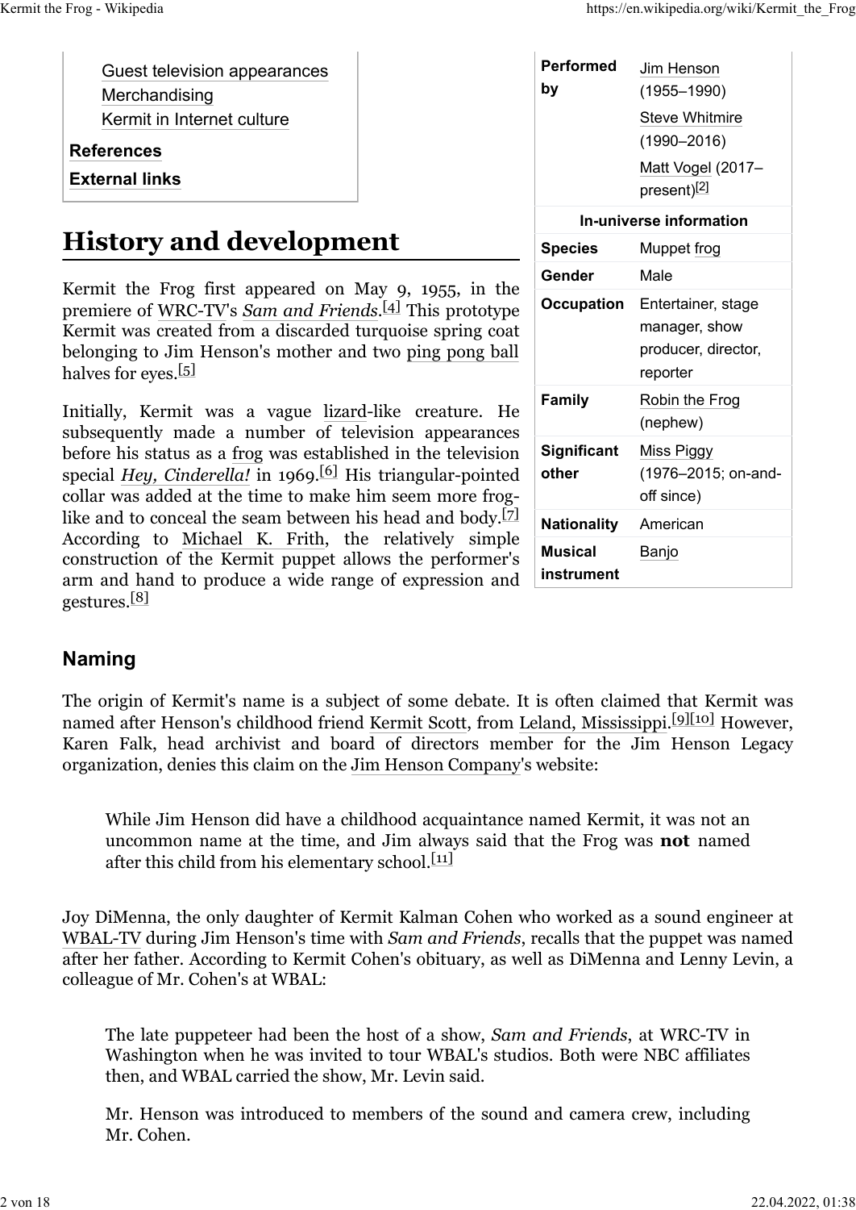- Guest television appearances
- Merchandising
- Kermit in Internet culture

**References**

**External links**

| Performed by | Jim Henson (1955–1990) Steve Whitmire (1990–2016) Matt Vogel (2017–present)[2] |
| --- | --- |
| **In-universe information** | |
| Species | Muppet frog |
| Gender | Male |
| Occupation | Entertainer, stage manager, show producer, director, reporter |
| Family | Robin the Frog (nephew) |
| Significant other | Miss Piggy (1976–2015; on-and-off since) |
| Nationality | American |
| Musical instrument | Banjo |

# History and development

Kermit the Frog first appeared on May 9, 1955, in the premiere of WRC-TV's *Sam and Friends*.[4] This prototype Kermit was created from a discarded turquoise spring coat belonging to Jim Henson's mother and two ping pong ball halves for eyes.[5]

Initially, Kermit was a vague lizard-like creature. He subsequently made a number of television appearances before his status as a frog was established in the television special *Hey, Cinderella!* in 1969.[6] His triangular-pointed collar was added at the time to make him seem more frog-like and to conceal the seam between his head and body.[7] According to Michael K. Frith, the relatively simple construction of the Kermit puppet allows the performer's arm and hand to produce a wide range of expression and gestures.[8]

## Naming

The origin of Kermit's name is a subject of some debate. It is often claimed that Kermit was named after Henson's childhood friend Kermit Scott, from Leland, Mississippi.[9][10] However, Karen Falk, head archivist and board of directors member for the Jim Henson Legacy organization, denies this claim on the Jim Henson Company's website:

> While Jim Henson did have a childhood acquaintance named Kermit, it was not an uncommon name at the time, and Jim always said that the Frog was **not** named after this child from his elementary school.[11]

Joy DiMenna, the only daughter of Kermit Kalman Cohen who worked as a sound engineer at WBAL-TV during Jim Henson's time with *Sam and Friends*, recalls that the puppet was named after her father. According to Kermit Cohen's obituary, as well as DiMenna and Lenny Levin, a colleague of Mr. Cohen's at WBAL:

> The late puppeteer had been the host of a show, *Sam and Friends*, at WRC-TV in Washington when he was invited to tour WBAL's studios. Both were NBC affiliates then, and WBAL carried the show, Mr. Levin said.
>
> Mr. Henson was introduced to members of the sound and camera crew, including Mr. Cohen.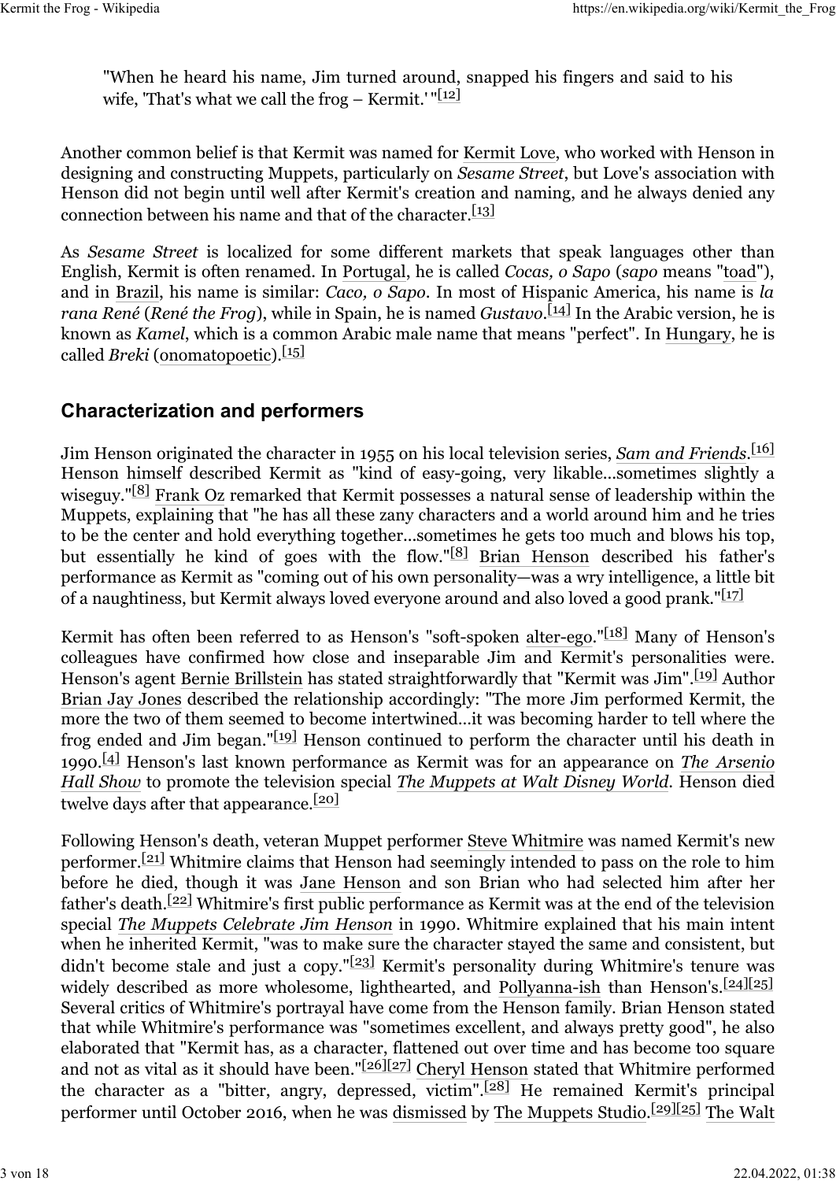> "When he heard his name, Jim turned around, snapped his fingers and said to his wife, 'That's what we call the frog – Kermit.' "[12]

Another common belief is that Kermit was named for Kermit Love, who worked with Henson in designing and constructing Muppets, particularly on *Sesame Street*, but Love's association with Henson did not begin until well after Kermit's creation and naming, and he always denied any connection between his name and that of the character.[13]

As *Sesame Street* is localized for some different markets that speak languages other than English, Kermit is often renamed. In Portugal, he is called *Cocas, o Sapo* (*sapo* means "toad"), and in Brazil, his name is similar: *Caco, o Sapo*. In most of Hispanic America, his name is *la rana René* (*René the Frog*), while in Spain, he is named *Gustavo*.[14] In the Arabic version, he is known as *Kamel*, which is a common Arabic male name that means "perfect". In Hungary, he is called *Breki* (onomatopoetic).[15]

## Characterization and performers

Jim Henson originated the character in 1955 on his local television series, *Sam and Friends*.[16] Henson himself described Kermit as "kind of easy-going, very likable...sometimes slightly a wiseguy."[8] Frank Oz remarked that Kermit possesses a natural sense of leadership within the Muppets, explaining that "he has all these zany characters and a world around him and he tries to be the center and hold everything together...sometimes he gets too much and blows his top, but essentially he kind of goes with the flow."[8] Brian Henson described his father's performance as Kermit as "coming out of his own personality—was a wry intelligence, a little bit of a naughtiness, but Kermit always loved everyone around and also loved a good prank."[17]

Kermit has often been referred to as Henson's "soft-spoken alter-ego."[18] Many of Henson's colleagues have confirmed how close and inseparable Jim and Kermit's personalities were. Henson's agent Bernie Brillstein has stated straightforwardly that "Kermit was Jim".[19] Author Brian Jay Jones described the relationship accordingly: "The more Jim performed Kermit, the more the two of them seemed to become intertwined...it was becoming harder to tell where the frog ended and Jim began."[19] Henson continued to perform the character until his death in 1990.[4] Henson's last known performance as Kermit was for an appearance on *The Arsenio Hall Show* to promote the television special *The Muppets at Walt Disney World*. Henson died twelve days after that appearance.[20]

Following Henson's death, veteran Muppet performer Steve Whitmire was named Kermit's new performer.[21] Whitmire claims that Henson had seemingly intended to pass on the role to him before he died, though it was Jane Henson and son Brian who had selected him after her father's death.[22] Whitmire's first public performance as Kermit was at the end of the television special *The Muppets Celebrate Jim Henson* in 1990. Whitmire explained that his main intent when he inherited Kermit, "was to make sure the character stayed the same and consistent, but didn't become stale and just a copy."[23] Kermit's personality during Whitmire's tenure was widely described as more wholesome, lighthearted, and Pollyanna-ish than Henson's.[24][25] Several critics of Whitmire's portrayal have come from the Henson family. Brian Henson stated that while Whitmire's performance was "sometimes excellent, and always pretty good", he also elaborated that "Kermit has, as a character, flattened out over time and has become too square and not as vital as it should have been."[26][27] Cheryl Henson stated that Whitmire performed the character as a "bitter, angry, depressed, victim".[28] He remained Kermit's principal performer until October 2016, when he was dismissed by The Muppets Studio.[29][25] The Walt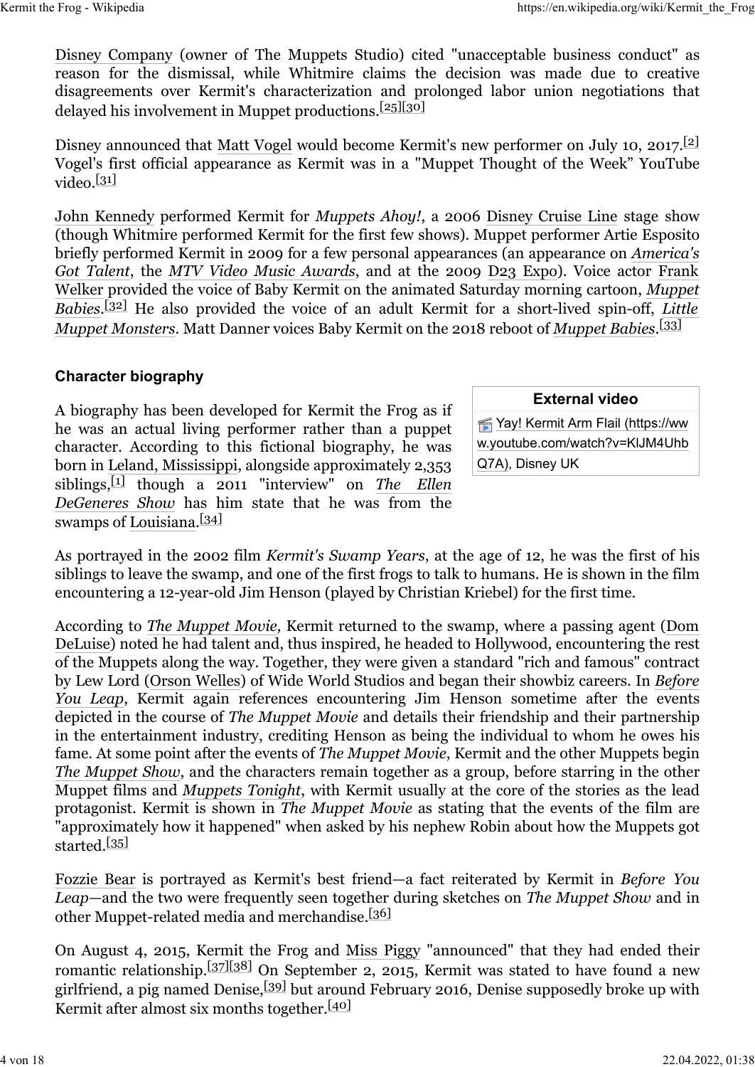Disney Company (owner of The Muppets Studio) cited "unacceptable business conduct" as reason for the dismissal, while Whitmire claims the decision was made due to creative disagreements over Kermit's characterization and prolonged labor union negotiations that delayed his involvement in Muppet productions.[25][30]

Disney announced that Matt Vogel would become Kermit's new performer on July 10, 2017.[2] Vogel's first official appearance as Kermit was in a "Muppet Thought of the Week" YouTube video.[31]

John Kennedy performed Kermit for *Muppets Ahoy!*, a 2006 Disney Cruise Line stage show (though Whitmire performed Kermit for the first few shows). Muppet performer Artie Esposito briefly performed Kermit in 2009 for a few personal appearances (an appearance on *America's Got Talent*, the *MTV Video Music Awards*, and at the 2009 D23 Expo). Voice actor Frank Welker provided the voice of Baby Kermit on the animated Saturday morning cartoon, *Muppet Babies*.[32] He also provided the voice of an adult Kermit for a short-lived spin-off, *Little Muppet Monsters*. Matt Danner voices Baby Kermit on the 2018 reboot of *Muppet Babies*.[33]

### Character biography

| External video |
| --- |
| Yay! Kermit Arm Flail (https://www.youtube.com/watch?v=KlJM4UhbQ7A), Disney UK |

A biography has been developed for Kermit the Frog as if he was an actual living performer rather than a puppet character. According to this fictional biography, he was born in Leland, Mississippi, alongside approximately 2,353 siblings,[1] though a 2011 "interview" on *The Ellen DeGeneres Show* has him state that he was from the swamps of Louisiana.[34]

As portrayed in the 2002 film *Kermit's Swamp Years*, at the age of 12, he was the first of his siblings to leave the swamp, and one of the first frogs to talk to humans. He is shown in the film encountering a 12-year-old Jim Henson (played by Christian Kriebel) for the first time.

According to *The Muppet Movie,* Kermit returned to the swamp, where a passing agent (Dom DeLuise) noted he had talent and, thus inspired, he headed to Hollywood, encountering the rest of the Muppets along the way. Together, they were given a standard "rich and famous" contract by Lew Lord (Orson Welles) of Wide World Studios and began their showbiz careers. In *Before You Leap*, Kermit again references encountering Jim Henson sometime after the events depicted in the course of *The Muppet Movie* and details their friendship and their partnership in the entertainment industry, crediting Henson as being the individual to whom he owes his fame. At some point after the events of *The Muppet Movie*, Kermit and the other Muppets begin *The Muppet Show*, and the characters remain together as a group, before starring in the other Muppet films and *Muppets Tonight*, with Kermit usually at the core of the stories as the lead protagonist. Kermit is shown in *The Muppet Movie* as stating that the events of the film are "approximately how it happened" when asked by his nephew Robin about how the Muppets got started.[35]

Fozzie Bear is portrayed as Kermit's best friend—a fact reiterated by Kermit in *Before You Leap*—and the two were frequently seen together during sketches on *The Muppet Show* and in other Muppet-related media and merchandise.[36]

On August 4, 2015, Kermit the Frog and Miss Piggy "announced" that they had ended their romantic relationship.[37][38] On September 2, 2015, Kermit was stated to have found a new girlfriend, a pig named Denise,[39] but around February 2016, Denise supposedly broke up with Kermit after almost six months together.[40]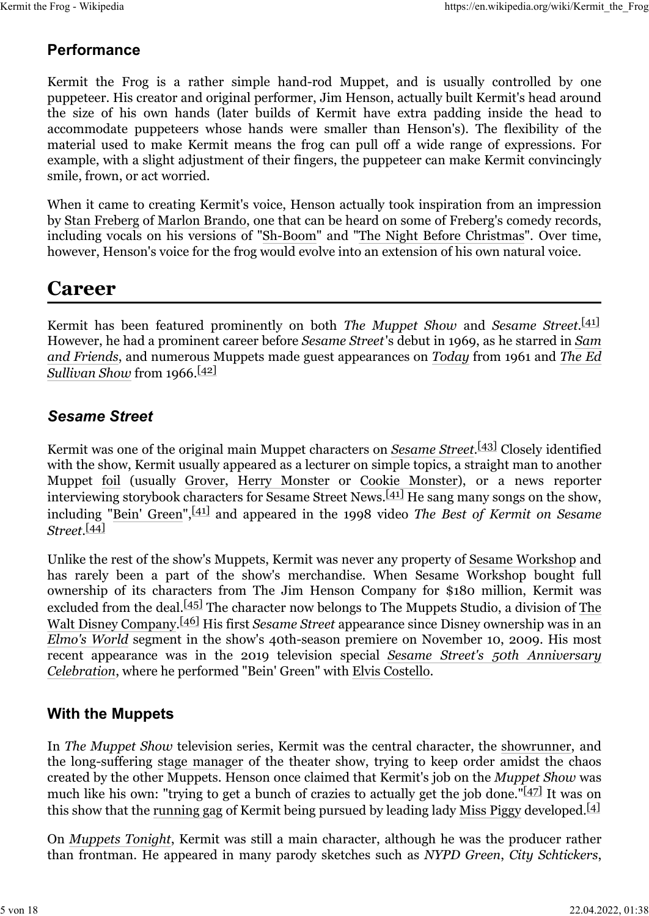### Performance

Kermit the Frog is a rather simple hand-rod Muppet, and is usually controlled by one puppeteer. His creator and original performer, Jim Henson, actually built Kermit's head around the size of his own hands (later builds of Kermit have extra padding inside the head to accommodate puppeteers whose hands were smaller than Henson's). The flexibility of the material used to make Kermit means the frog can pull off a wide range of expressions. For example, with a slight adjustment of their fingers, the puppeteer can make Kermit convincingly smile, frown, or act worried.

When it came to creating Kermit's voice, Henson actually took inspiration from an impression by Stan Freberg of Marlon Brando, one that can be heard on some of Freberg's comedy records, including vocals on his versions of "Sh-Boom" and "The Night Before Christmas". Over time, however, Henson's voice for the frog would evolve into an extension of his own natural voice.

# Career

Kermit has been featured prominently on both *The Muppet Show* and *Sesame Street*.[41] However, he had a prominent career before *Sesame Street*'s debut in 1969, as he starred in *Sam and Friends*, and numerous Muppets made guest appearances on *Today* from 1961 and *The Ed Sullivan Show* from 1966.[42]

### *Sesame Street*

Kermit was one of the original main Muppet characters on *Sesame Street*.[43] Closely identified with the show, Kermit usually appeared as a lecturer on simple topics, a straight man to another Muppet foil (usually Grover, Herry Monster or Cookie Monster), or a news reporter interviewing storybook characters for Sesame Street News.[41] He sang many songs on the show, including "Bein' Green",[41] and appeared in the 1998 video *The Best of Kermit on Sesame Street*.[44]

Unlike the rest of the show's Muppets, Kermit was never any property of Sesame Workshop and has rarely been a part of the show's merchandise. When Sesame Workshop bought full ownership of its characters from The Jim Henson Company for $180 million, Kermit was excluded from the deal.[45] The character now belongs to The Muppets Studio, a division of The Walt Disney Company.[46] His first *Sesame Street* appearance since Disney ownership was in an *Elmo's World* segment in the show's 40th-season premiere on November 10, 2009. His most recent appearance was in the 2019 television special *Sesame Street's 50th Anniversary Celebration*, where he performed "Bein' Green" with Elvis Costello.

### With the Muppets

In *The Muppet Show* television series, Kermit was the central character, the showrunner, and the long-suffering stage manager of the theater show, trying to keep order amidst the chaos created by the other Muppets. Henson once claimed that Kermit's job on the *Muppet Show* was much like his own: "trying to get a bunch of crazies to actually get the job done."[47] It was on this show that the running gag of Kermit being pursued by leading lady Miss Piggy developed.[4]

On *Muppets Tonight*, Kermit was still a main character, although he was the producer rather than frontman. He appeared in many parody sketches such as *NYPD Green*, *City Schtickers*,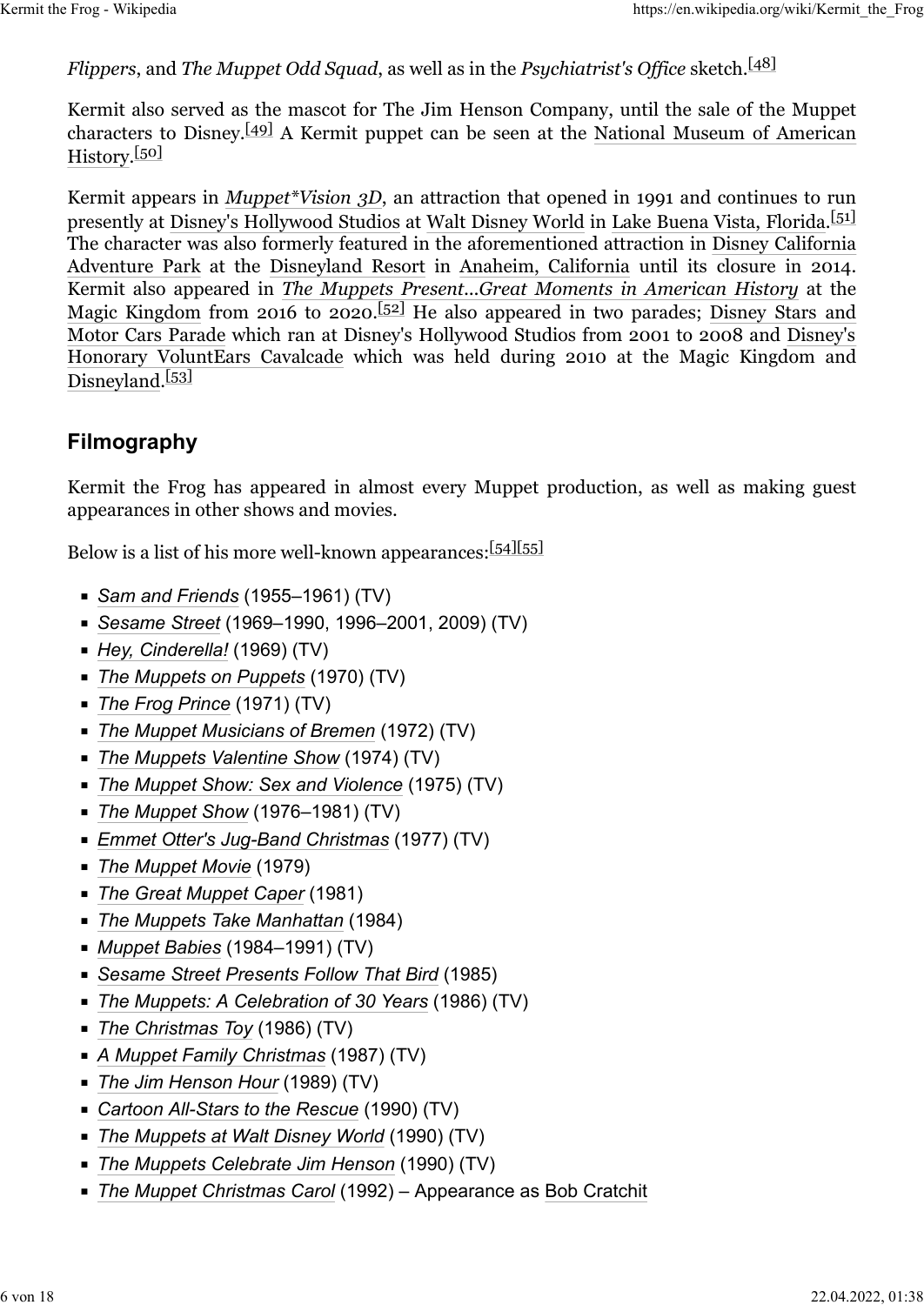*Flippers*, and *The Muppet Odd Squad*, as well as in the *Psychiatrist's Office* sketch.[48]

Kermit also served as the mascot for The Jim Henson Company, until the sale of the Muppet characters to Disney.[49] A Kermit puppet can be seen at the National Museum of American History.[50]

Kermit appears in *Muppet*Vision 3D*, an attraction that opened in 1991 and continues to run presently at Disney's Hollywood Studios at Walt Disney World in Lake Buena Vista, Florida.[51] The character was also formerly featured in the aforementioned attraction in Disney California Adventure Park at the Disneyland Resort in Anaheim, California until its closure in 2014. Kermit also appeared in *The Muppets Present...Great Moments in American History* at the Magic Kingdom from 2016 to 2020.[52] He also appeared in two parades; Disney Stars and Motor Cars Parade which ran at Disney's Hollywood Studios from 2001 to 2008 and Disney's Honorary VoluntEars Cavalcade which was held during 2010 at the Magic Kingdom and Disneyland.[53]

## Filmography

Kermit the Frog has appeared in almost every Muppet production, as well as making guest appearances in other shows and movies.

Below is a list of his more well-known appearances:[54][55]

- *Sam and Friends* (1955–1961) (TV)
- *Sesame Street* (1969–1990, 1996–2001, 2009) (TV)
- *Hey, Cinderella!* (1969) (TV)
- *The Muppets on Puppets* (1970) (TV)
- *The Frog Prince* (1971) (TV)
- *The Muppet Musicians of Bremen* (1972) (TV)
- *The Muppets Valentine Show* (1974) (TV)
- *The Muppet Show: Sex and Violence* (1975) (TV)
- *The Muppet Show* (1976–1981) (TV)
- *Emmet Otter's Jug-Band Christmas* (1977) (TV)
- *The Muppet Movie* (1979)
- *The Great Muppet Caper* (1981)
- *The Muppets Take Manhattan* (1984)
- *Muppet Babies* (1984–1991) (TV)
- *Sesame Street Presents Follow That Bird* (1985)
- *The Muppets: A Celebration of 30 Years* (1986) (TV)
- *The Christmas Toy* (1986) (TV)
- *A Muppet Family Christmas* (1987) (TV)
- *The Jim Henson Hour* (1989) (TV)
- *Cartoon All-Stars to the Rescue* (1990) (TV)
- *The Muppets at Walt Disney World* (1990) (TV)
- *The Muppets Celebrate Jim Henson* (1990) (TV)
- *The Muppet Christmas Carol* (1992) – Appearance as Bob Cratchit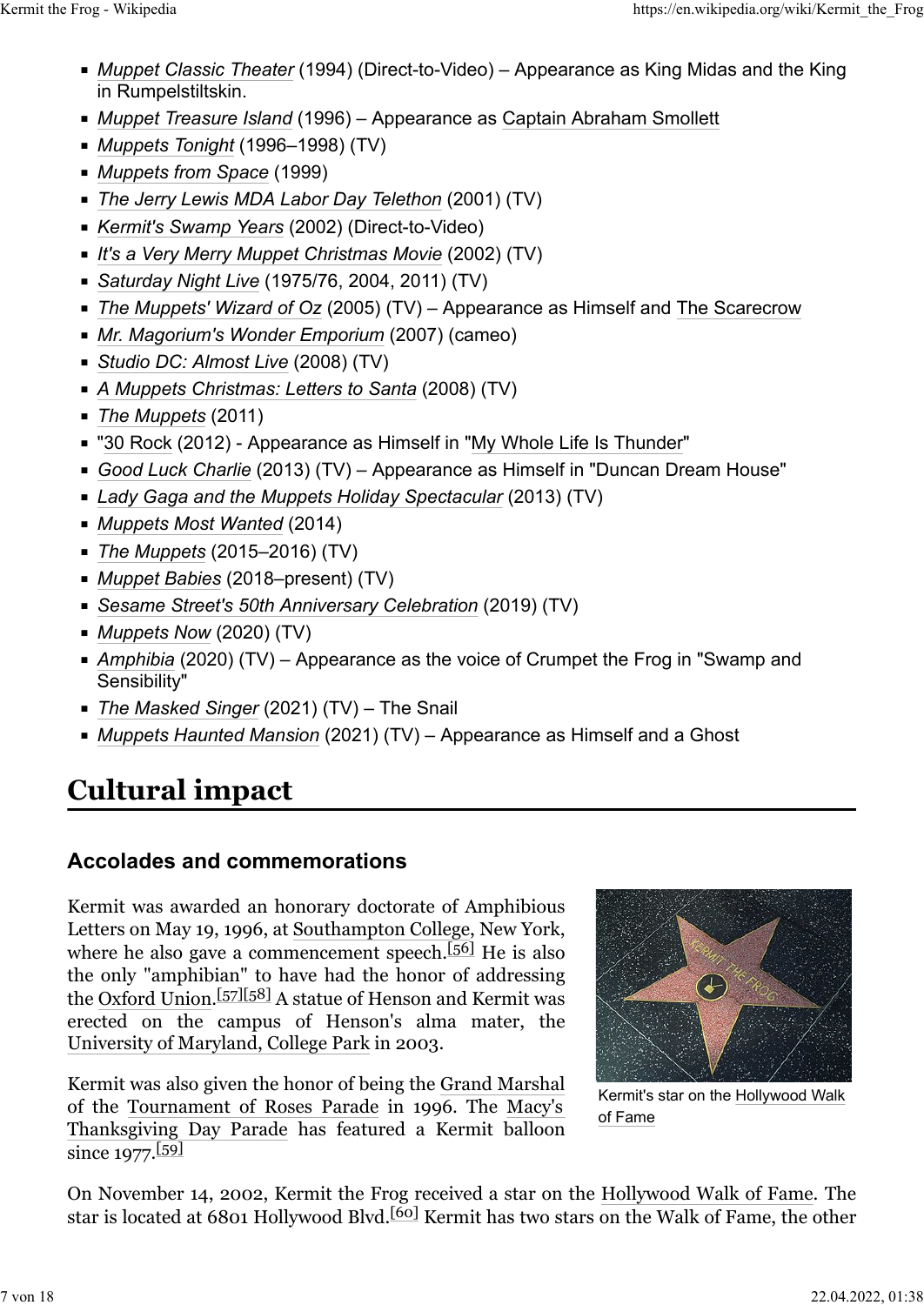- *Muppet Classic Theater* (1994) (Direct-to-Video) – Appearance as King Midas and the King in Rumpelstiltskin.
- *Muppet Treasure Island* (1996) – Appearance as Captain Abraham Smollett
- *Muppets Tonight* (1996–1998) (TV)
- *Muppets from Space* (1999)
- *The Jerry Lewis MDA Labor Day Telethon* (2001) (TV)
- *Kermit's Swamp Years* (2002) (Direct-to-Video)
- *It's a Very Merry Muppet Christmas Movie* (2002) (TV)
- *Saturday Night Live* (1975/76, 2004, 2011) (TV)
- *The Muppets' Wizard of Oz* (2005) (TV) – Appearance as Himself and The Scarecrow
- *Mr. Magorium's Wonder Emporium* (2007) (cameo)
- *Studio DC: Almost Live* (2008) (TV)
- *A Muppets Christmas: Letters to Santa* (2008) (TV)
- *The Muppets* (2011)
- "30 Rock (2012) - Appearance as Himself in "My Whole Life Is Thunder"
- *Good Luck Charlie* (2013) (TV) – Appearance as Himself in "Duncan Dream House"
- *Lady Gaga and the Muppets Holiday Spectacular* (2013) (TV)
- *Muppets Most Wanted* (2014)
- *The Muppets* (2015–2016) (TV)
- *Muppet Babies* (2018–present) (TV)
- *Sesame Street's 50th Anniversary Celebration* (2019) (TV)
- *Muppets Now* (2020) (TV)
- *Amphibia* (2020) (TV) – Appearance as the voice of Crumpet the Frog in "Swamp and Sensibility"
- *The Masked Singer* (2021) (TV) – The Snail
- *Muppets Haunted Mansion* (2021) (TV) – Appearance as Himself and a Ghost

# Cultural impact

## Accolades and commemorations

Kermit was awarded an honorary doctorate of Amphibious Letters on May 19, 1996, at Southampton College, New York, where he also gave a commencement speech.[56] He is also the only "amphibian" to have had the honor of addressing the Oxford Union.[57][58] A statue of Henson and Kermit was erected on the campus of Henson's alma mater, the University of Maryland, College Park in 2003.

Kermit was also given the honor of being the Grand Marshal of the Tournament of Roses Parade in 1996. The Macy's Thanksgiving Day Parade has featured a Kermit balloon since 1977.[59]

Kermit's star on the Hollywood Walk of Fame

On November 14, 2002, Kermit the Frog received a star on the Hollywood Walk of Fame. The star is located at 6801 Hollywood Blvd.[60] Kermit has two stars on the Walk of Fame, the other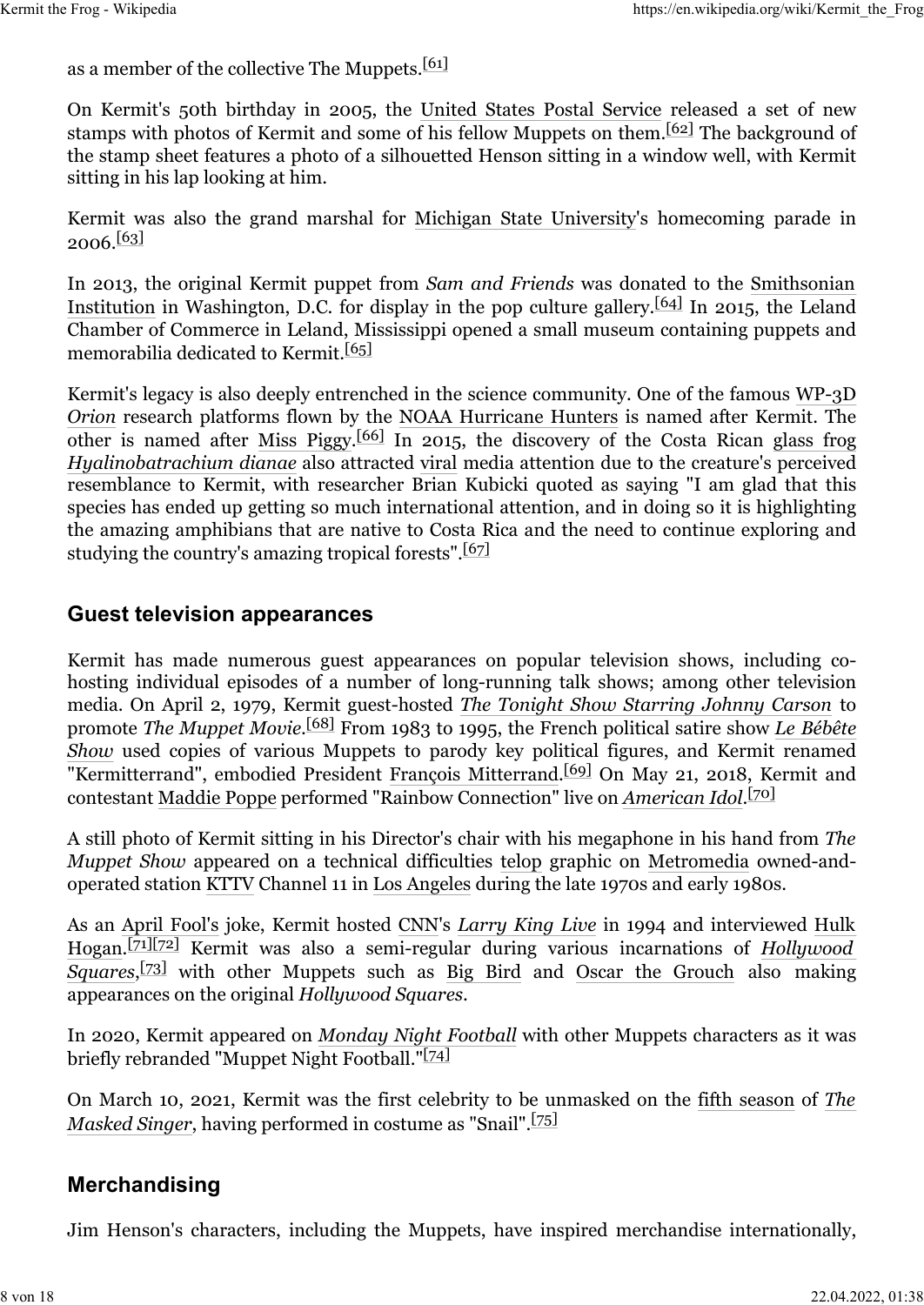as a member of the collective The Muppets.[61]

On Kermit's 50th birthday in 2005, the United States Postal Service released a set of new stamps with photos of Kermit and some of his fellow Muppets on them.[62] The background of the stamp sheet features a photo of a silhouetted Henson sitting in a window well, with Kermit sitting in his lap looking at him.

Kermit was also the grand marshal for Michigan State University's homecoming parade in 2006.[63]

In 2013, the original Kermit puppet from *Sam and Friends* was donated to the Smithsonian Institution in Washington, D.C. for display in the pop culture gallery.[64] In 2015, the Leland Chamber of Commerce in Leland, Mississippi opened a small museum containing puppets and memorabilia dedicated to Kermit.[65]

Kermit's legacy is also deeply entrenched in the science community. One of the famous WP-3D *Orion* research platforms flown by the NOAA Hurricane Hunters is named after Kermit. The other is named after Miss Piggy.[66] In 2015, the discovery of the Costa Rican glass frog *Hyalinobatrachium dianae* also attracted viral media attention due to the creature's perceived resemblance to Kermit, with researcher Brian Kubicki quoted as saying "I am glad that this species has ended up getting so much international attention, and in doing so it is highlighting the amazing amphibians that are native to Costa Rica and the need to continue exploring and studying the country's amazing tropical forests".[67]

## Guest television appearances

Kermit has made numerous guest appearances on popular television shows, including co-hosting individual episodes of a number of long-running talk shows; among other television media. On April 2, 1979, Kermit guest-hosted *The Tonight Show Starring Johnny Carson* to promote *The Muppet Movie*.[68] From 1983 to 1995, the French political satire show *Le Bébête Show* used copies of various Muppets to parody key political figures, and Kermit renamed "Kermitterrand", embodied President François Mitterrand.[69] On May 21, 2018, Kermit and contestant Maddie Poppe performed "Rainbow Connection" live on *American Idol*.[70]

A still photo of Kermit sitting in his Director's chair with his megaphone in his hand from *The Muppet Show* appeared on a technical difficulties telop graphic on Metromedia owned-and-operated station KTTV Channel 11 in Los Angeles during the late 1970s and early 1980s.

As an April Fool's joke, Kermit hosted CNN's *Larry King Live* in 1994 and interviewed Hulk Hogan.[71][72] Kermit was also a semi-regular during various incarnations of *Hollywood Squares*,[73] with other Muppets such as Big Bird and Oscar the Grouch also making appearances on the original *Hollywood Squares*.

In 2020, Kermit appeared on *Monday Night Football* with other Muppets characters as it was briefly rebranded "Muppet Night Football."[74]

On March 10, 2021, Kermit was the first celebrity to be unmasked on the fifth season of *The Masked Singer*, having performed in costume as "Snail".[75]

## Merchandising

Jim Henson's characters, including the Muppets, have inspired merchandise internationally,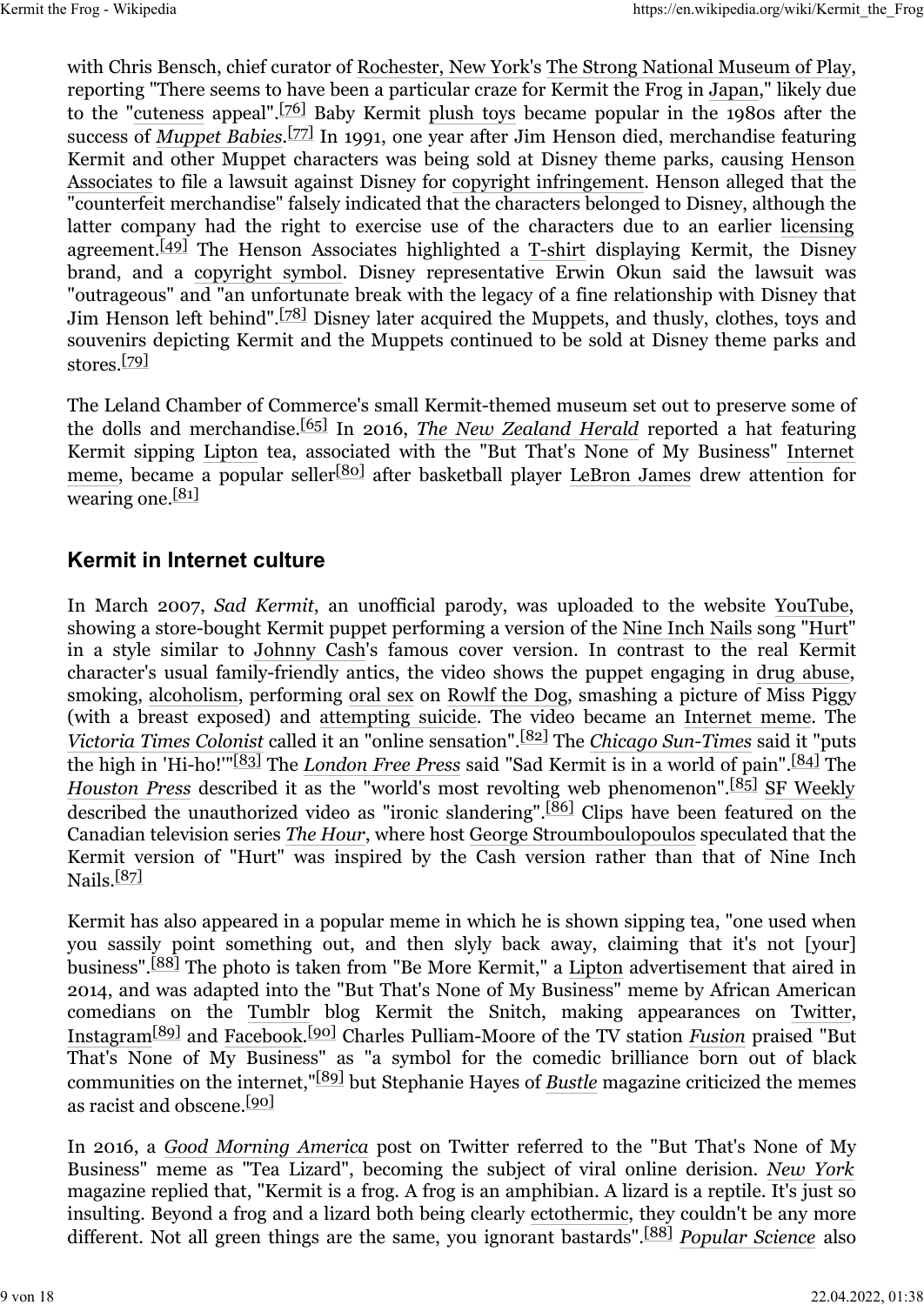with Chris Bensch, chief curator of Rochester, New York's The Strong National Museum of Play, reporting "There seems to have been a particular craze for Kermit the Frog in Japan," likely due to the "cuteness appeal".[76] Baby Kermit plush toys became popular in the 1980s after the success of *Muppet Babies*.[77] In 1991, one year after Jim Henson died, merchandise featuring Kermit and other Muppet characters was being sold at Disney theme parks, causing Henson Associates to file a lawsuit against Disney for copyright infringement. Henson alleged that the "counterfeit merchandise" falsely indicated that the characters belonged to Disney, although the latter company had the right to exercise use of the characters due to an earlier licensing agreement.[49] The Henson Associates highlighted a T-shirt displaying Kermit, the Disney brand, and a copyright symbol. Disney representative Erwin Okun said the lawsuit was "outrageous" and "an unfortunate break with the legacy of a fine relationship with Disney that Jim Henson left behind".[78] Disney later acquired the Muppets, and thusly, clothes, toys and souvenirs depicting Kermit and the Muppets continued to be sold at Disney theme parks and stores.[79]

The Leland Chamber of Commerce's small Kermit-themed museum set out to preserve some of the dolls and merchandise.[65] In 2016, *The New Zealand Herald* reported a hat featuring Kermit sipping Lipton tea, associated with the "But That's None of My Business" Internet meme, became a popular seller[80] after basketball player LeBron James drew attention for wearing one.[81]

## Kermit in Internet culture

In March 2007, *Sad Kermit*, an unofficial parody, was uploaded to the website YouTube, showing a store-bought Kermit puppet performing a version of the Nine Inch Nails song "Hurt" in a style similar to Johnny Cash's famous cover version. In contrast to the real Kermit character's usual family-friendly antics, the video shows the puppet engaging in drug abuse, smoking, alcoholism, performing oral sex on Rowlf the Dog, smashing a picture of Miss Piggy (with a breast exposed) and attempting suicide. The video became an Internet meme. The *Victoria Times Colonist* called it an "online sensation".[82] The *Chicago Sun-Times* said it "puts the high in 'Hi-ho!'"[83] The *London Free Press* said "Sad Kermit is in a world of pain".[84] The *Houston Press* described it as the "world's most revolting web phenomenon".[85] SF Weekly described the unauthorized video as "ironic slandering".[86] Clips have been featured on the Canadian television series *The Hour*, where host George Stroumboulopoulos speculated that the Kermit version of "Hurt" was inspired by the Cash version rather than that of Nine Inch Nails.[87]

Kermit has also appeared in a popular meme in which he is shown sipping tea, "one used when you sassily point something out, and then slyly back away, claiming that it's not [your] business".[88] The photo is taken from "Be More Kermit," a Lipton advertisement that aired in 2014, and was adapted into the "But That's None of My Business" meme by African American comedians on the Tumblr blog Kermit the Snitch, making appearances on Twitter, Instagram[89] and Facebook.[90] Charles Pulliam-Moore of the TV station *Fusion* praised "But That's None of My Business" as "a symbol for the comedic brilliance born out of black communities on the internet,"[89] but Stephanie Hayes of *Bustle* magazine criticized the memes as racist and obscene.[90]

In 2016, a *Good Morning America* post on Twitter referred to the "But That's None of My Business" meme as "Tea Lizard", becoming the subject of viral online derision. *New York* magazine replied that, "Kermit is a frog. A frog is an amphibian. A lizard is a reptile. It's just so insulting. Beyond a frog and a lizard both being clearly ectothermic, they couldn't be any more different. Not all green things are the same, you ignorant bastards".[88] *Popular Science* also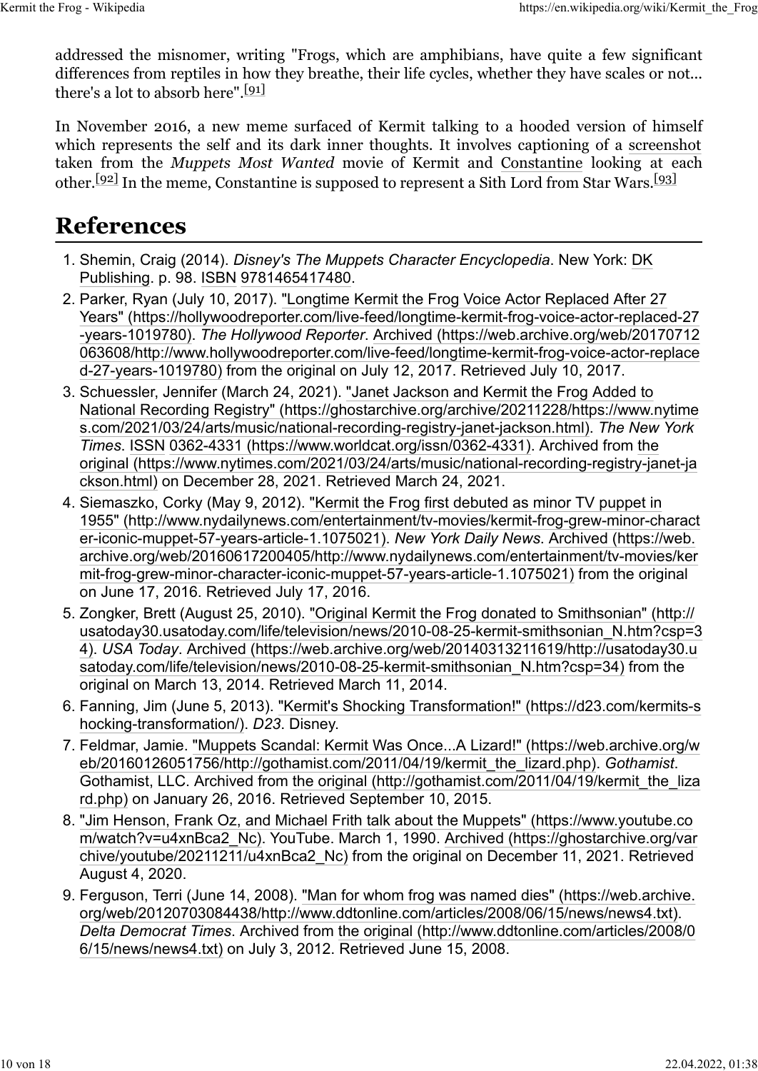addressed the misnomer, writing "Frogs, which are amphibians, have quite a few significant differences from reptiles in how they breathe, their life cycles, whether they have scales or not... there's a lot to absorb here".[91]

In November 2016, a new meme surfaced of Kermit talking to a hooded version of himself which represents the self and its dark inner thoughts. It involves captioning of a screenshot taken from the *Muppets Most Wanted* movie of Kermit and Constantine looking at each other.[92] In the meme, Constantine is supposed to represent a Sith Lord from Star Wars.[93]

# References

1. Shemin, Craig (2014). *Disney's The Muppets Character Encyclopedia*. New York: DK Publishing. p. 98. ISBN 9781465417480.
2. Parker, Ryan (July 10, 2017). "Longtime Kermit the Frog Voice Actor Replaced After 27 Years" (https://hollywoodreporter.com/live-feed/longtime-kermit-frog-voice-actor-replaced-27-years-1019780). *The Hollywood Reporter*. Archived (https://web.archive.org/web/20170712063608/http://www.hollywoodreporter.com/live-feed/longtime-kermit-frog-voice-actor-replaced-27-years-1019780) from the original on July 12, 2017. Retrieved July 10, 2017.
3. Schuessler, Jennifer (March 24, 2021). "Janet Jackson and Kermit the Frog Added to National Recording Registry" (https://ghostarchive.org/archive/20211228/https://www.nytimes.com/2021/03/24/arts/music/national-recording-registry-janet-jackson.html). *The New York Times*. ISSN 0362-4331 (https://www.worldcat.org/issn/0362-4331). Archived from the original (https://www.nytimes.com/2021/03/24/arts/music/national-recording-registry-janet-jackson.html) on December 28, 2021. Retrieved March 24, 2021.
4. Siemaszko, Corky (May 9, 2012). "Kermit the Frog first debuted as minor TV puppet in 1955" (http://www.nydailynews.com/entertainment/tv-movies/kermit-frog-grew-minor-character-iconic-muppet-57-years-article-1.1075021). *New York Daily News*. Archived (https://web.archive.org/web/20160617200405/http://www.nydailynews.com/entertainment/tv-movies/kermit-frog-grew-minor-character-iconic-muppet-57-years-article-1.1075021) from the original on June 17, 2016. Retrieved July 17, 2016.
5. Zongker, Brett (August 25, 2010). "Original Kermit the Frog donated to Smithsonian" (http://usatoday30.usatoday.com/life/television/news/2010-08-25-kermit-smithsonian_N.htm?csp=34). *USA Today*. Archived (https://web.archive.org/web/20140313211619/http://usatoday30.usatoday.com/life/television/news/2010-08-25-kermit-smithsonian_N.htm?csp=34) from the original on March 13, 2014. Retrieved March 11, 2014.
6. Fanning, Jim (June 5, 2013). "Kermit's Shocking Transformation!" (https://d23.com/kermits-shocking-transformation/). *D23*. Disney.
7. Feldmar, Jamie. "Muppets Scandal: Kermit Was Once...A Lizard!" (https://web.archive.org/web/20160126051756/http://gothamist.com/2011/04/19/kermit_the_lizard.php). *Gothamist*. Gothamist, LLC. Archived from the original (http://gothamist.com/2011/04/19/kermit_the_lizard.php) on January 26, 2016. Retrieved September 10, 2015.
8. "Jim Henson, Frank Oz, and Michael Frith talk about the Muppets" (https://www.youtube.com/watch?v=u4xnBca2_Nc). YouTube. March 1, 1990. Archived (https://ghostarchive.org/varchive/youtube/20211211/u4xnBca2_Nc) from the original on December 11, 2021. Retrieved August 4, 2020.
9. Ferguson, Terri (June 14, 2008). "Man for whom frog was named dies" (https://web.archive.org/web/20120703084438/http://www.ddtonline.com/articles/2008/06/15/news/news4.txt). *Delta Democrat Times*. Archived from the original (http://www.ddtonline.com/articles/2008/06/15/news/news4.txt) on July 3, 2012. Retrieved June 15, 2008.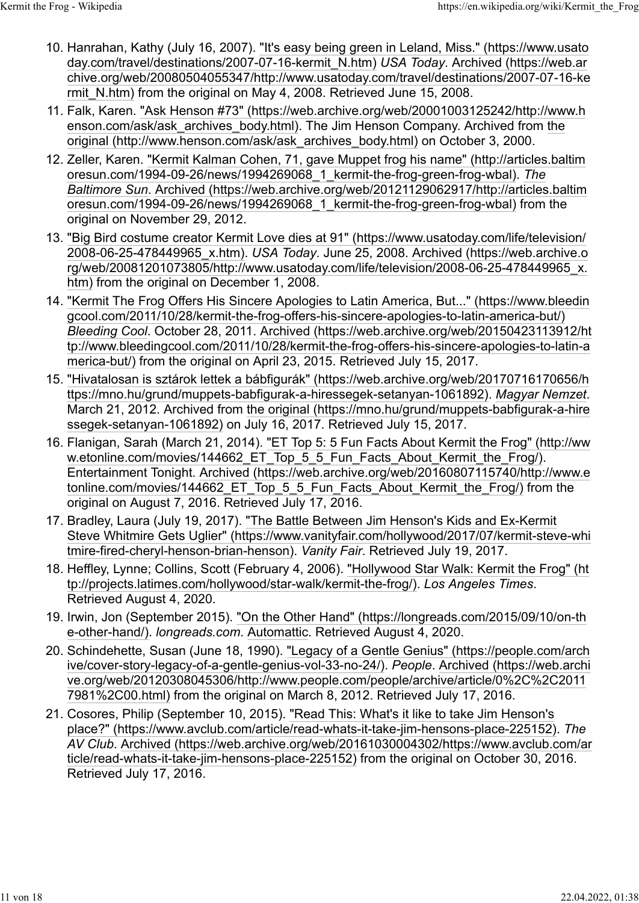10. Hanrahan, Kathy (July 16, 2007). "It's easy being green in Leland, Miss." (https://www.usatoday.com/travel/destinations/2007-07-16-kermit_N.htm) *USA Today*. Archived (https://web.archive.org/web/20080504055347/http://www.usatoday.com/travel/destinations/2007-07-16-kermit_N.htm) from the original on May 4, 2008. Retrieved June 15, 2008.
11. Falk, Karen. "Ask Henson #73" (https://web.archive.org/web/20001003125242/http://www.henson.com/ask/ask_archives_body.html). The Jim Henson Company. Archived from the original (http://www.henson.com/ask/ask_archives_body.html) on October 3, 2000.
12. Zeller, Karen. "Kermit Kalman Cohen, 71, gave Muppet frog his name" (http://articles.baltimoresun.com/1994-09-26/news/1994269068_1_kermit-the-frog-green-frog-wbal). *The Baltimore Sun*. Archived (https://web.archive.org/web/20121129062917/http://articles.baltimoresun.com/1994-09-26/news/1994269068_1_kermit-the-frog-green-frog-wbal) from the original on November 29, 2012.
13. "Big Bird costume creator Kermit Love dies at 91" (https://www.usatoday.com/life/television/2008-06-25-478449965_x.htm). *USA Today*. June 25, 2008. Archived (https://web.archive.org/web/20081201073805/http://www.usatoday.com/life/television/2008-06-25-478449965_x.htm) from the original on December 1, 2008.
14. "Kermit The Frog Offers His Sincere Apologies to Latin America, But..." (https://www.bleedingcool.com/2011/10/28/kermit-the-frog-offers-his-sincere-apologies-to-latin-america-but/) *Bleeding Cool*. October 28, 2011. Archived (https://web.archive.org/web/20150423113912/http://www.bleedingcool.com/2011/10/28/kermit-the-frog-offers-his-sincere-apologies-to-latin-america-but/) from the original on April 23, 2015. Retrieved July 15, 2017.
15. "Hivatalosan is sztárok lettek a bábfigurák" (https://web.archive.org/web/20170716170656/https://mno.hu/grund/muppets-babfigurak-a-hiressegek-setanyan-1061892). *Magyar Nemzet*. March 21, 2012. Archived from the original (https://mno.hu/grund/muppets-babfigurak-a-hiressegek-setanyan-1061892) on July 16, 2017. Retrieved July 15, 2017.
16. Flanigan, Sarah (March 21, 2014). "ET Top 5: 5 Fun Facts About Kermit the Frog" (http://www.etonline.com/movies/144662_ET_Top_5_5_Fun_Facts_About_Kermit_the_Frog/). Entertainment Tonight. Archived (https://web.archive.org/web/20160807115740/http://www.etonline.com/movies/144662_ET_Top_5_5_Fun_Facts_About_Kermit_the_Frog/) from the original on August 7, 2016. Retrieved July 17, 2016.
17. Bradley, Laura (July 19, 2017). "The Battle Between Jim Henson's Kids and Ex-Kermit Steve Whitmire Gets Uglier" (https://www.vanityfair.com/hollywood/2017/07/kermit-steve-whitmire-fired-cheryl-henson-brian-henson). *Vanity Fair*. Retrieved July 19, 2017.
18. Heffley, Lynne; Collins, Scott (February 4, 2006). "Hollywood Star Walk: Kermit the Frog" (http://projects.latimes.com/hollywood/star-walk/kermit-the-frog/). *Los Angeles Times*. Retrieved August 4, 2020.
19. Irwin, Jon (September 2015). "On the Other Hand" (https://longreads.com/2015/09/10/on-the-other-hand/). *longreads.com*. Automattic. Retrieved August 4, 2020.
20. Schindehette, Susan (June 18, 1990). "Legacy of a Gentle Genius" (https://people.com/archive/cover-story-legacy-of-a-gentle-genius-vol-33-no-24/). *People*. Archived (https://web.archive.org/web/20120308045306/http://www.people.com/people/archive/article/0%2C%2C20117981%2C00.html) from the original on March 8, 2012. Retrieved July 17, 2016.
21. Cosores, Philip (September 10, 2015). "Read This: What's it like to take Jim Henson's place?" (https://www.avclub.com/article/read-whats-it-take-jim-hensons-place-225152). *The AV Club*. Archived (https://web.archive.org/web/20161030004302/https://www.avclub.com/article/read-whats-it-take-jim-hensons-place-225152) from the original on October 30, 2016. Retrieved July 17, 2016.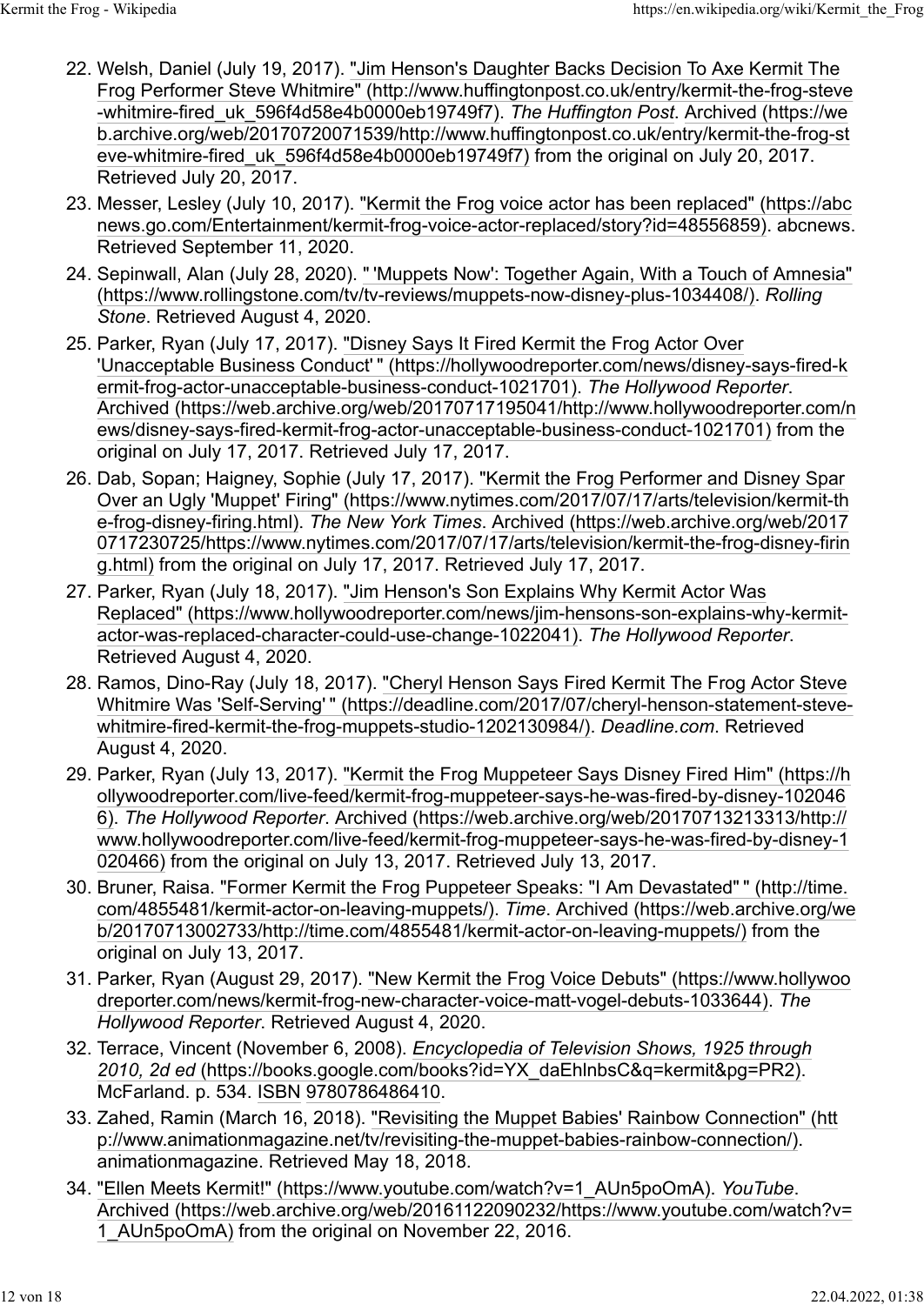22. Welsh, Daniel (July 19, 2017). "Jim Henson's Daughter Backs Decision To Axe Kermit The Frog Performer Steve Whitmire" (http://www.huffingtonpost.co.uk/entry/kermit-the-frog-steve-whitmire-fired_uk_596f4d58e4b0000eb19749f7). *The Huffington Post*. Archived (https://web.archive.org/web/20170720071539/http://www.huffingtonpost.co.uk/entry/kermit-the-frog-steve-whitmire-fired_uk_596f4d58e4b0000eb19749f7) from the original on July 20, 2017. Retrieved July 20, 2017.
23. Messer, Lesley (July 10, 2017). "Kermit the Frog voice actor has been replaced" (https://abcnews.go.com/Entertainment/kermit-frog-voice-actor-replaced/story?id=48556859). abcnews. Retrieved September 11, 2020.
24. Sepinwall, Alan (July 28, 2020). " 'Muppets Now': Together Again, With a Touch of Amnesia" (https://www.rollingstone.com/tv/tv-reviews/muppets-now-disney-plus-1034408/). *Rolling Stone*. Retrieved August 4, 2020.
25. Parker, Ryan (July 17, 2017). "Disney Says It Fired Kermit the Frog Actor Over 'Unacceptable Business Conduct' " (https://hollywoodreporter.com/news/disney-says-fired-kermit-frog-actor-unacceptable-business-conduct-1021701). *The Hollywood Reporter*. Archived (https://web.archive.org/web/20170717195041/http://www.hollywoodreporter.com/news/disney-says-fired-kermit-frog-actor-unacceptable-business-conduct-1021701) from the original on July 17, 2017. Retrieved July 17, 2017.
26. Dab, Sopan; Haigney, Sophie (July 17, 2017). "Kermit the Frog Performer and Disney Spar Over an Ugly 'Muppet' Firing" (https://www.nytimes.com/2017/07/17/arts/television/kermit-the-frog-disney-firing.html). *The New York Times*. Archived (https://web.archive.org/web/20170717230725/https://www.nytimes.com/2017/07/17/arts/television/kermit-the-frog-disney-firing.html) from the original on July 17, 2017. Retrieved July 17, 2017.
27. Parker, Ryan (July 18, 2017). "Jim Henson's Son Explains Why Kermit Actor Was Replaced" (https://www.hollywoodreporter.com/news/jim-hensons-son-explains-why-kermit-actor-was-replaced-character-could-use-change-1022041). *The Hollywood Reporter*. Retrieved August 4, 2020.
28. Ramos, Dino-Ray (July 18, 2017). "Cheryl Henson Says Fired Kermit The Frog Actor Steve Whitmire Was 'Self-Serving' " (https://deadline.com/2017/07/cheryl-henson-statement-steve-whitmire-fired-kermit-the-frog-muppets-studio-1202130984/). *Deadline.com*. Retrieved August 4, 2020.
29. Parker, Ryan (July 13, 2017). "Kermit the Frog Muppeteer Says Disney Fired Him" (https://hollywoodreporter.com/live-feed/kermit-frog-muppeteer-says-he-was-fired-by-disney-1020466). *The Hollywood Reporter*. Archived (https://web.archive.org/web/20170713213313/http://www.hollywoodreporter.com/live-feed/kermit-frog-muppeteer-says-he-was-fired-by-disney-1020466) from the original on July 13, 2017. Retrieved July 13, 2017.
30. Bruner, Raisa. "Former Kermit the Frog Puppeteer Speaks: "I Am Devastated" " (http://time.com/4855481/kermit-actor-on-leaving-muppets/). *Time*. Archived (https://web.archive.org/web/20170713002733/http://time.com/4855481/kermit-actor-on-leaving-muppets/) from the original on July 13, 2017.
31. Parker, Ryan (August 29, 2017). "New Kermit the Frog Voice Debuts" (https://www.hollywoodreporter.com/news/kermit-frog-new-character-voice-matt-vogel-debuts-1033644). *The Hollywood Reporter*. Retrieved August 4, 2020.
32. Terrace, Vincent (November 6, 2008). *Encyclopedia of Television Shows, 1925 through 2010, 2d ed* (https://books.google.com/books?id=YX_daEhlnbsC&q=kermit&pg=PR2). McFarland. p. 534. ISBN 9780786486410.
33. Zahed, Ramin (March 16, 2018). "Revisiting the Muppet Babies' Rainbow Connection" (http://www.animationmagazine.net/tv/revisiting-the-muppet-babies-rainbow-connection/). animationmagazine. Retrieved May 18, 2018.
34. "Ellen Meets Kermit!" (https://www.youtube.com/watch?v=1_AUn5poOmA). *YouTube*. Archived (https://web.archive.org/web/20161122090232/https://www.youtube.com/watch?v=1_AUn5poOmA) from the original on November 22, 2016.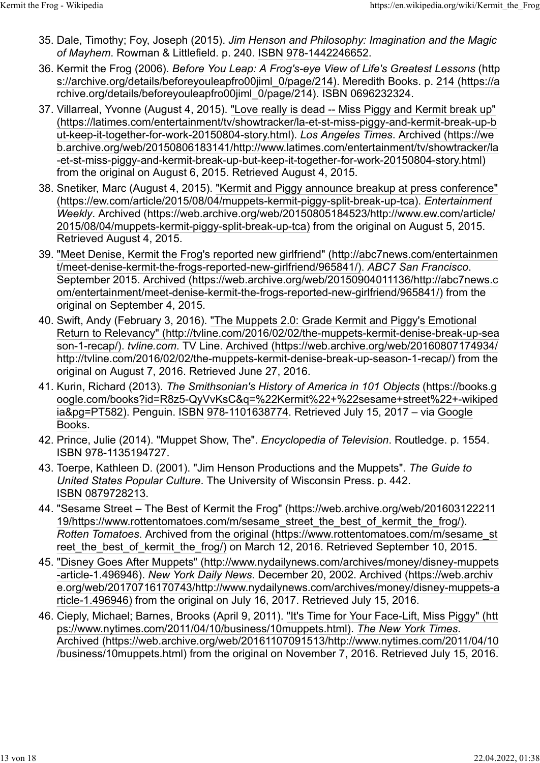35. Dale, Timothy; Foy, Joseph (2015). *Jim Henson and Philosophy: Imagination and the Magic of Mayhem*. Rowman & Littlefield. p. 240. ISBN 978-1442246652.
36. Kermit the Frog (2006). *Before You Leap: A Frog's-eye View of Life's Greatest Lessons* (https://archive.org/details/beforeyouleapfro00jiml_0/page/214). Meredith Books. p. 214 (https://archive.org/details/beforeyouleapfro00jiml_0/page/214). ISBN 0696232324.
37. Villarreal, Yvonne (August 4, 2015). "Love really is dead -- Miss Piggy and Kermit break up" (https://latimes.com/entertainment/tv/showtracker/la-et-st-miss-piggy-and-kermit-break-up-but-keep-it-together-for-work-20150804-story.html). *Los Angeles Times*. Archived (https://web.archive.org/web/20150806183141/http://www.latimes.com/entertainment/tv/showtracker/la-et-st-miss-piggy-and-kermit-break-up-but-keep-it-together-for-work-20150804-story.html) from the original on August 6, 2015. Retrieved August 4, 2015.
38. Snetiker, Marc (August 4, 2015). "Kermit and Piggy announce breakup at press conference" (https://ew.com/article/2015/08/04/muppets-kermit-piggy-split-break-up-tca). *Entertainment Weekly*. Archived (https://web.archive.org/web/20150805184523/http://www.ew.com/article/2015/08/04/muppets-kermit-piggy-split-break-up-tca) from the original on August 5, 2015. Retrieved August 4, 2015.
39. "Meet Denise, Kermit the Frog's reported new girlfriend" (http://abc7news.com/entertainment/meet-denise-kermit-the-frogs-reported-new-girlfriend/965841/). *ABC7 San Francisco*. September 2015. Archived (https://web.archive.org/web/20150904011136/http://abc7news.com/entertainment/meet-denise-kermit-the-frogs-reported-new-girlfriend/965841/) from the original on September 4, 2015.
40. Swift, Andy (February 3, 2016). "The Muppets 2.0: Grade Kermit and Piggy's Emotional Return to Relevancy" (http://tvline.com/2016/02/02/the-muppets-kermit-denise-break-up-season-1-recap/). *tvline.com*. TV Line. Archived (https://web.archive.org/web/20160807174934/http://tvline.com/2016/02/02/the-muppets-kermit-denise-break-up-season-1-recap/) from the original on August 7, 2016. Retrieved June 27, 2016.
41. Kurin, Richard (2013). *The Smithsonian's History of America in 101 Objects* (https://books.google.com/books?id=R8z5-QyVvKsC&q=%22Kermit%22+%22sesame+street%22+-wikipedia&pg=PT582). Penguin. ISBN 978-1101638774. Retrieved July 15, 2017 – via Google Books.
42. Prince, Julie (2014). "Muppet Show, The". *Encyclopedia of Television*. Routledge. p. 1554. ISBN 978-1135194727.
43. Toerpe, Kathleen D. (2001). "Jim Henson Productions and the Muppets". *The Guide to United States Popular Culture*. The University of Wisconsin Press. p. 442. ISBN 0879728213.
44. "Sesame Street – The Best of Kermit the Frog" (https://web.archive.org/web/20160312221119/https://www.rottentomatoes.com/m/sesame_street_the_best_of_kermit_the_frog/). *Rotten Tomatoes*. Archived from the original (https://www.rottentomatoes.com/m/sesame_street_the_best_of_kermit_the_frog/) on March 12, 2016. Retrieved September 10, 2015.
45. "Disney Goes After Muppets" (http://www.nydailynews.com/archives/money/disney-muppets-article-1.496946). *New York Daily News*. December 20, 2002. Archived (https://web.archive.org/web/20170716170743/http://www.nydailynews.com/archives/money/disney-muppets-article-1.496946) from the original on July 16, 2017. Retrieved July 15, 2016.
46. Cieply, Michael; Barnes, Brooks (April 9, 2011). "It's Time for Your Face-Lift, Miss Piggy" (https://www.nytimes.com/2011/04/10/business/10muppets.html). *The New York Times*. Archived (https://web.archive.org/web/20161107091513/http://www.nytimes.com/2011/04/10/business/10muppets.html) from the original on November 7, 2016. Retrieved July 15, 2016.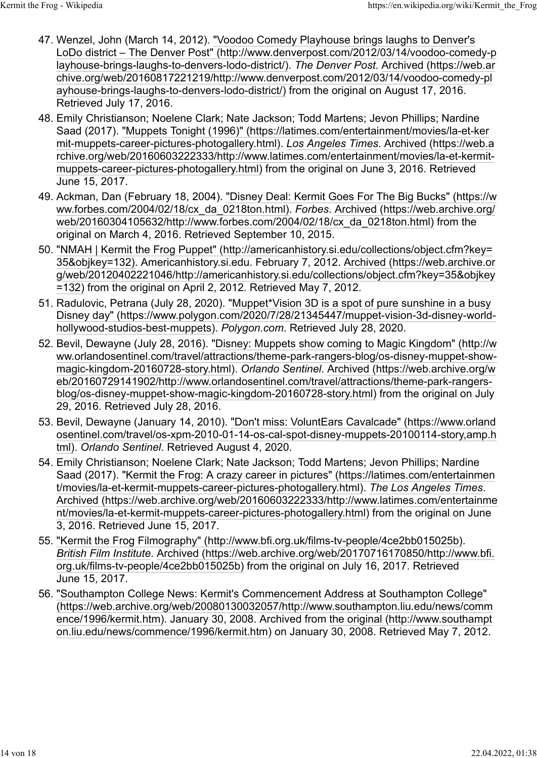47. Wenzel, John (March 14, 2012). "Voodoo Comedy Playhouse brings laughs to Denver's LoDo district – The Denver Post" (http://www.denverpost.com/2012/03/14/voodoo-comedy-playhouse-brings-laughs-to-denvers-lodo-district/). *The Denver Post*. Archived (https://web.archive.org/web/20160817221219/http://www.denverpost.com/2012/03/14/voodoo-comedy-playhouse-brings-laughs-to-denvers-lodo-district/) from the original on August 17, 2016. Retrieved July 17, 2016.
48. Emily Christianson; Noelene Clark; Nate Jackson; Todd Martens; Jevon Phillips; Nardine Saad (2017). "Muppets Tonight (1996)" (https://latimes.com/entertainment/movies/la-et-kermit-muppets-career-pictures-photogallery.html). *Los Angeles Times*. Archived (https://web.archive.org/web/20160603222333/http://www.latimes.com/entertainment/movies/la-et-kermit-muppets-career-pictures-photogallery.html) from the original on June 3, 2016. Retrieved June 15, 2017.
49. Ackman, Dan (February 18, 2004). "Disney Deal: Kermit Goes For The Big Bucks" (https://www.forbes.com/2004/02/18/cx_da_0218ton.html). *Forbes*. Archived (https://web.archive.org/web/20160304105632/http://www.forbes.com/2004/02/18/cx_da_0218ton.html) from the original on March 4, 2016. Retrieved September 10, 2015.
50. "NMAH | Kermit the Frog Puppet" (http://americanhistory.si.edu/collections/object.cfm?key=35&objkey=132). Americanhistory.si.edu. February 7, 2012. Archived (https://web.archive.org/web/20120402221046/http://americanhistory.si.edu/collections/object.cfm?key=35&objkey=132) from the original on April 2, 2012. Retrieved May 7, 2012.
51. Radulovic, Petrana (July 28, 2020). "Muppet*Vision 3D is a spot of pure sunshine in a busy Disney day" (https://www.polygon.com/2020/7/28/21345447/muppet-vision-3d-disney-world-hollywood-studios-best-muppets). *Polygon.com*. Retrieved July 28, 2020.
52. Bevil, Dewayne (July 28, 2016). "Disney: Muppets show coming to Magic Kingdom" (http://www.orlandosentinel.com/travel/attractions/theme-park-rangers-blog/os-disney-muppet-show-magic-kingdom-20160728-story.html). *Orlando Sentinel*. Archived (https://web.archive.org/web/20160729141902/http://www.orlandosentinel.com/travel/attractions/theme-park-rangers-blog/os-disney-muppet-show-magic-kingdom-20160728-story.html) from the original on July 29, 2016. Retrieved July 28, 2016.
53. Bevil, Dewayne (January 14, 2010). "Don't miss: VoluntEars Cavalcade" (https://www.orlandosentinel.com/travel/os-xpm-2010-01-14-os-cal-spot-disney-muppets-20100114-story,amp.html). *Orlando Sentinel*. Retrieved August 4, 2020.
54. Emily Christianson; Noelene Clark; Nate Jackson; Todd Martens; Jevon Phillips; Nardine Saad (2017). "Kermit the Frog: A crazy career in pictures" (https://latimes.com/entertainment/movies/la-et-kermit-muppets-career-pictures-photogallery.html). *The Los Angeles Times*. Archived (https://web.archive.org/web/20160603222333/http://www.latimes.com/entertainment/movies/la-et-kermit-muppets-career-pictures-photogallery.html) from the original on June 3, 2016. Retrieved June 15, 2017.
55. "Kermit the Frog Filmography" (http://www.bfi.org.uk/films-tv-people/4ce2bb015025b). *British Film Institute*. Archived (https://web.archive.org/web/20170716170850/http://www.bfi.org.uk/films-tv-people/4ce2bb015025b) from the original on July 16, 2017. Retrieved June 15, 2017.
56. "Southampton College News: Kermit's Commencement Address at Southampton College" (https://web.archive.org/web/20080130032057/http://www.southampton.liu.edu/news/commence/1996/kermit.htm). January 30, 2008. Archived from the original (http://www.southampton.liu.edu/news/commence/1996/kermit.htm) on January 30, 2008. Retrieved May 7, 2012.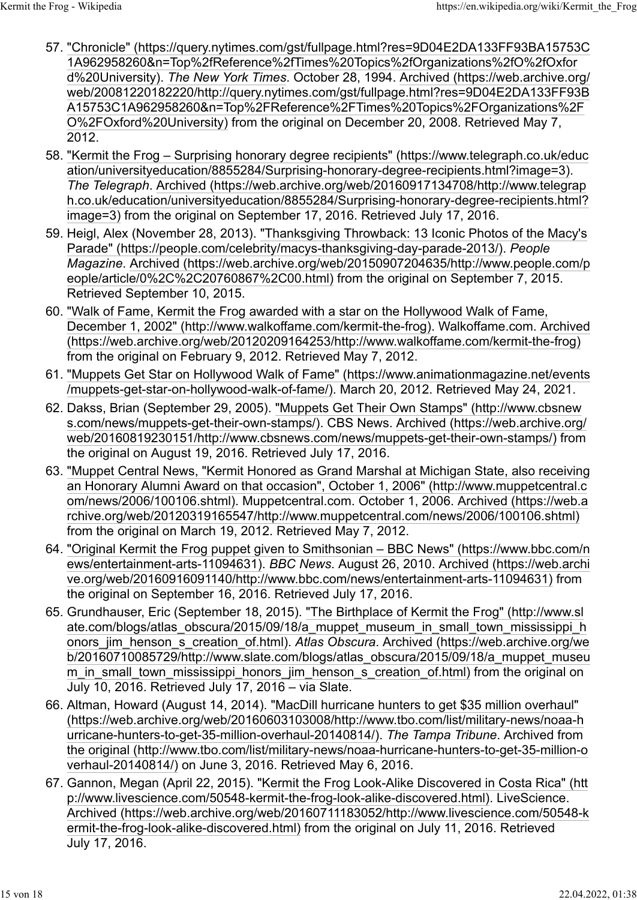57. "Chronicle" (https://query.nytimes.com/gst/fullpage.html?res=9D04E2DA133FF93BA15753C1A962958260&n=Top%2fReference%2fTimes%20Topics%2fOrganizations%2fO%2fOxford%20University). *The New York Times*. October 28, 1994. Archived (https://web.archive.org/web/20081220182220/http://query.nytimes.com/gst/fullpage.html?res=9D04E2DA133FF93BA15753C1A962958260&n=Top%2FReference%2FTimes%20Topics%2FOrganizations%2FO%2FOxford%20University) from the original on December 20, 2008. Retrieved May 7, 2012.
58. "Kermit the Frog – Surprising honorary degree recipients" (https://www.telegraph.co.uk/education/universityeducation/8855284/Surprising-honorary-degree-recipients.html?image=3). *The Telegraph*. Archived (https://web.archive.org/web/20160917134708/http://www.telegraph.co.uk/education/universityeducation/8855284/Surprising-honorary-degree-recipients.html?image=3) from the original on September 17, 2016. Retrieved July 17, 2016.
59. Heigl, Alex (November 28, 2013). "Thanksgiving Throwback: 13 Iconic Photos of the Macy's Parade" (https://people.com/celebrity/macys-thanksgiving-day-parade-2013/). *People Magazine*. Archived (https://web.archive.org/web/20150907204635/http://www.people.com/people/article/0%2C%2C20760867%2C00.html) from the original on September 7, 2015. Retrieved September 10, 2015.
60. "Walk of Fame, Kermit the Frog awarded with a star on the Hollywood Walk of Fame, December 1, 2002" (http://www.walkoffame.com/kermit-the-frog). Walkoffame.com. Archived (https://web.archive.org/web/20120209164253/http://www.walkoffame.com/kermit-the-frog) from the original on February 9, 2012. Retrieved May 7, 2012.
61. "Muppets Get Star on Hollywood Walk of Fame" (https://www.animationmagazine.net/events/muppets-get-star-on-hollywood-walk-of-fame/). March 20, 2012. Retrieved May 24, 2021.
62. Dakss, Brian (September 29, 2005). "Muppets Get Their Own Stamps" (http://www.cbsnews.com/news/muppets-get-their-own-stamps/). CBS News. Archived (https://web.archive.org/web/20160819230151/http://www.cbsnews.com/news/muppets-get-their-own-stamps/) from the original on August 19, 2016. Retrieved July 17, 2016.
63. "Muppet Central News, "Kermit Honored as Grand Marshal at Michigan State, also receiving an Honorary Alumni Award on that occasion", October 1, 2006" (http://www.muppetcentral.com/news/2006/100106.shtml). Muppetcentral.com. October 1, 2006. Archived (https://web.archive.org/web/20120319165547/http://www.muppetcentral.com/news/2006/100106.shtml) from the original on March 19, 2012. Retrieved May 7, 2012.
64. "Original Kermit the Frog puppet given to Smithsonian – BBC News" (https://www.bbc.com/news/entertainment-arts-11094631). *BBC News*. August 26, 2010. Archived (https://web.archive.org/web/20160916091140/http://www.bbc.com/news/entertainment-arts-11094631) from the original on September 16, 2016. Retrieved July 17, 2016.
65. Grundhauser, Eric (September 18, 2015). "The Birthplace of Kermit the Frog" (http://www.slate.com/blogs/atlas_obscura/2015/09/18/a_muppet_museum_in_small_town_mississippi_honors_jim_henson_s_creation_of.html). *Atlas Obscura*. Archived (https://web.archive.org/web/20160710085729/http://www.slate.com/blogs/atlas_obscura/2015/09/18/a_muppet_museum_in_small_town_mississippi_honors_jim_henson_s_creation_of.html) from the original on July 10, 2016. Retrieved July 17, 2016 – via Slate.
66. Altman, Howard (August 14, 2014). "MacDill hurricane hunters to get $35 million overhaul" (https://web.archive.org/web/20160603103008/http://www.tbo.com/list/military-news/noaa-hurricane-hunters-to-get-35-million-overhaul-20140814/). *The Tampa Tribune*. Archived from the original (http://www.tbo.com/list/military-news/noaa-hurricane-hunters-to-get-35-million-overhaul-20140814/) on June 3, 2016. Retrieved May 6, 2016.
67. Gannon, Megan (April 22, 2015). "Kermit the Frog Look-Alike Discovered in Costa Rica" (http://www.livescience.com/50548-kermit-the-frog-look-alike-discovered.html). LiveScience. Archived (https://web.archive.org/web/20160711183052/http://www.livescience.com/50548-kermit-the-frog-look-alike-discovered.html) from the original on July 11, 2016. Retrieved July 17, 2016.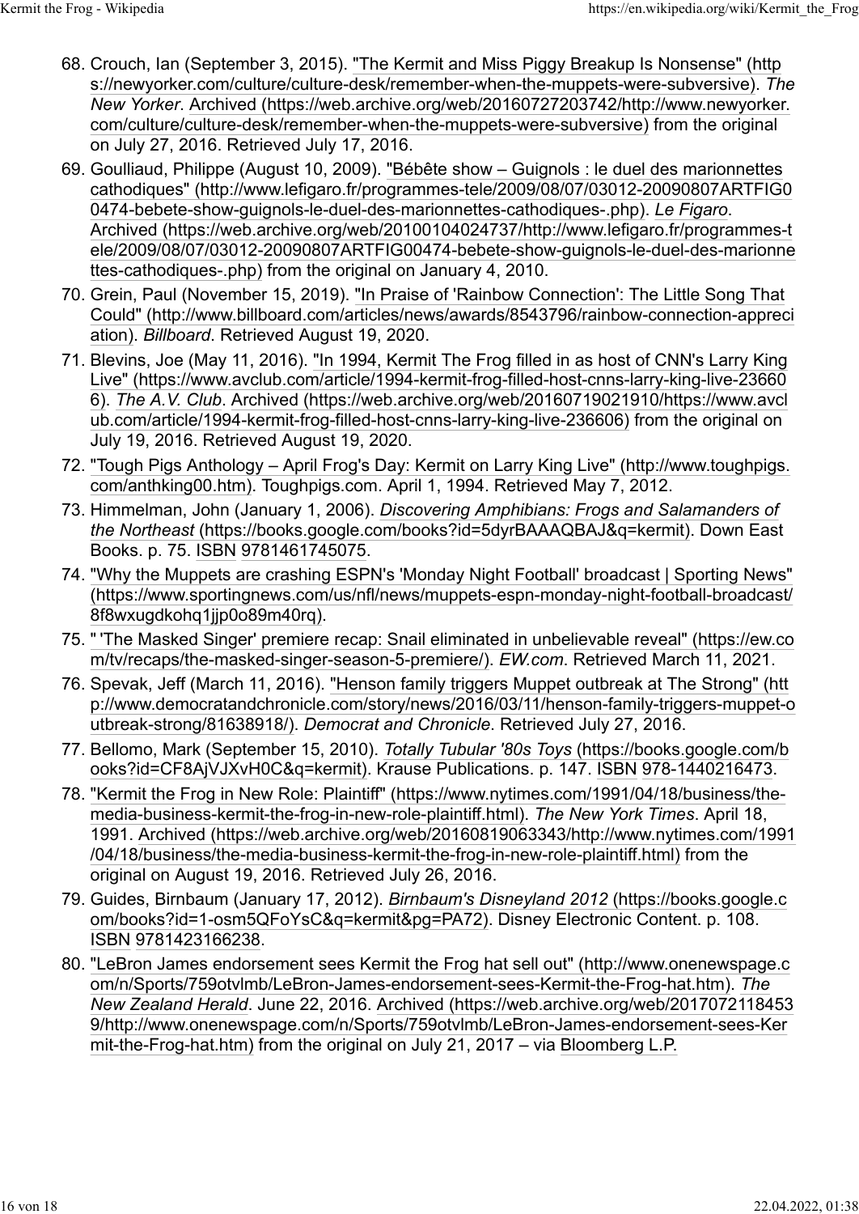68. Crouch, Ian (September 3, 2015). "The Kermit and Miss Piggy Breakup Is Nonsense" (https://newyorker.com/culture/culture-desk/remember-when-the-muppets-were-subversive). *The New Yorker*. Archived (https://web.archive.org/web/20160727203742/http://www.newyorker.com/culture/culture-desk/remember-when-the-muppets-were-subversive) from the original on July 27, 2016. Retrieved July 17, 2016.
69. Goulliaud, Philippe (August 10, 2009). "Bébête show – Guignols : le duel des marionnettes cathodiques" (http://www.lefigaro.fr/programmes-tele/2009/08/07/03012-20090807ARTFIG00474-bebete-show-guignols-le-duel-des-marionnettes-cathodiques-.php). *Le Figaro*. Archived (https://web.archive.org/web/20100104024737/http://www.lefigaro.fr/programmes-tele/2009/08/07/03012-20090807ARTFIG00474-bebete-show-guignols-le-duel-des-marionnettes-cathodiques-.php) from the original on January 4, 2010.
70. Grein, Paul (November 15, 2019). "In Praise of 'Rainbow Connection': The Little Song That Could" (http://www.billboard.com/articles/news/awards/8543796/rainbow-connection-appreciation). *Billboard*. Retrieved August 19, 2020.
71. Blevins, Joe (May 11, 2016). "In 1994, Kermit The Frog filled in as host of CNN's Larry King Live" (https://www.avclub.com/article/1994-kermit-frog-filled-host-cnns-larry-king-live-236606). *The A.V. Club*. Archived (https://web.archive.org/web/20160719021910/https://www.avclub.com/article/1994-kermit-frog-filled-host-cnns-larry-king-live-236606) from the original on July 19, 2016. Retrieved August 19, 2020.
72. "Tough Pigs Anthology – April Frog's Day: Kermit on Larry King Live" (http://www.toughpigs.com/anthking00.htm). Toughpigs.com. April 1, 1994. Retrieved May 7, 2012.
73. Himmelman, John (January 1, 2006). *Discovering Amphibians: Frogs and Salamanders of the Northeast* (https://books.google.com/books?id=5dyrBAAAQBAJ&q=kermit). Down East Books. p. 75. ISBN 9781461745075.
74. "Why the Muppets are crashing ESPN's 'Monday Night Football' broadcast | Sporting News" (https://www.sportingnews.com/us/nfl/news/muppets-espn-monday-night-football-broadcast/8f8wxugdkohq1jjp0o89m40rq).
75. " 'The Masked Singer' premiere recap: Snail eliminated in unbelievable reveal" (https://ew.com/tv/recaps/the-masked-singer-season-5-premiere/). *EW.com*. Retrieved March 11, 2021.
76. Spevak, Jeff (March 11, 2016). "Henson family triggers Muppet outbreak at The Strong" (http://www.democratandchronicle.com/story/news/2016/03/11/henson-family-triggers-muppet-outbreak-strong/81638918/). *Democrat and Chronicle*. Retrieved July 27, 2016.
77. Bellomo, Mark (September 15, 2010). *Totally Tubular '80s Toys* (https://books.google.com/books?id=CF8AjVJXvH0C&q=kermit). Krause Publications. p. 147. ISBN 978-1440216473.
78. "Kermit the Frog in New Role: Plaintiff" (https://www.nytimes.com/1991/04/18/business/the-media-business-kermit-the-frog-in-new-role-plaintiff.html). *The New York Times*. April 18, 1991. Archived (https://web.archive.org/web/20160819063343/http://www.nytimes.com/1991/04/18/business/the-media-business-kermit-the-frog-in-new-role-plaintiff.html) from the original on August 19, 2016. Retrieved July 26, 2016.
79. Guides, Birnbaum (January 17, 2012). *Birnbaum's Disneyland 2012* (https://books.google.com/books?id=1-osm5QFoYsC&q=kermit&pg=PA72). Disney Electronic Content. p. 108. ISBN 9781423166238.
80. "LeBron James endorsement sees Kermit the Frog hat sell out" (http://www.onenewspage.com/n/Sports/759otvlmb/LeBron-James-endorsement-sees-Kermit-the-Frog-hat.htm). *The New Zealand Herald*. June 22, 2016. Archived (https://web.archive.org/web/20170721184539/http://www.onenewspage.com/n/Sports/759otvlmb/LeBron-James-endorsement-sees-Kermit-the-Frog-hat.htm) from the original on July 21, 2017 – via Bloomberg L.P.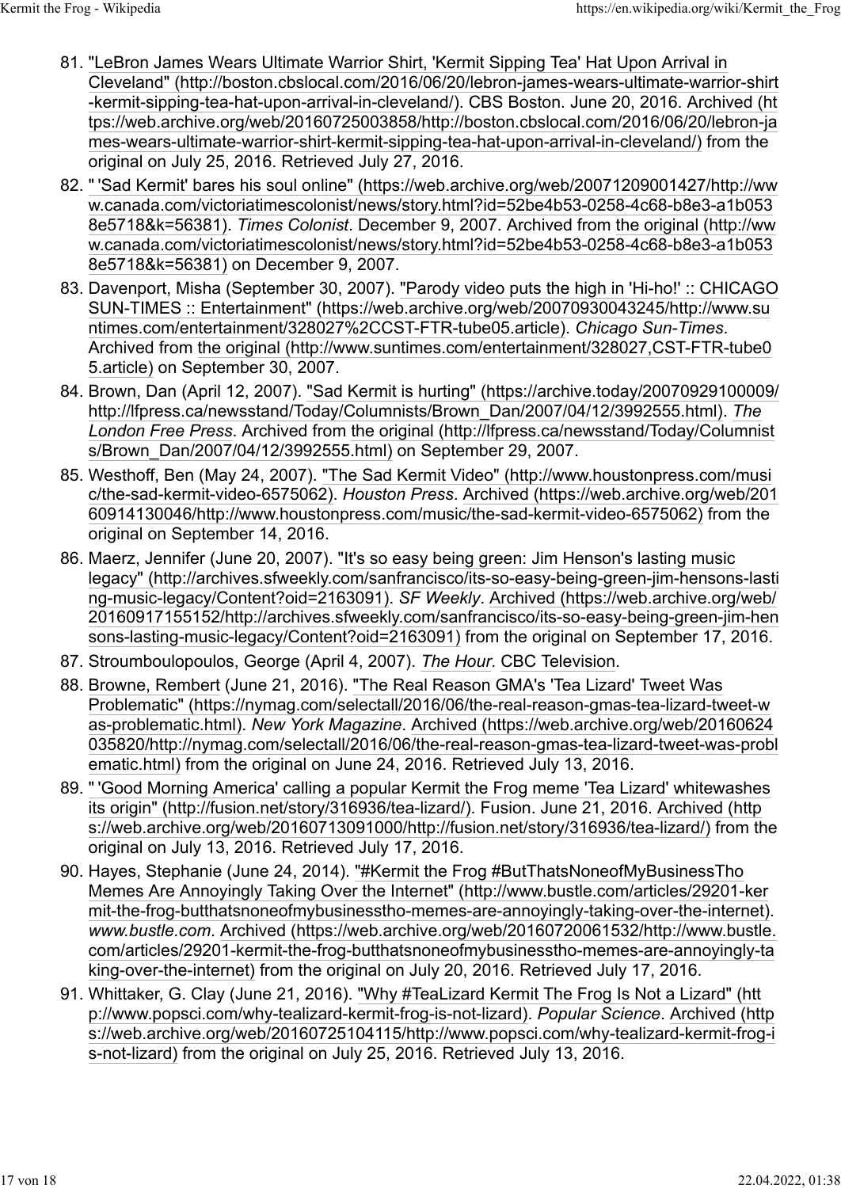81. "LeBron James Wears Ultimate Warrior Shirt, 'Kermit Sipping Tea' Hat Upon Arrival in Cleveland" (http://boston.cbslocal.com/2016/06/20/lebron-james-wears-ultimate-warrior-shirt-kermit-sipping-tea-hat-upon-arrival-in-cleveland/). CBS Boston. June 20, 2016. Archived (https://web.archive.org/web/20160725003858/http://boston.cbslocal.com/2016/06/20/lebron-james-wears-ultimate-warrior-shirt-kermit-sipping-tea-hat-upon-arrival-in-cleveland/) from the original on July 25, 2016. Retrieved July 27, 2016.
82. " 'Sad Kermit' bares his soul online" (https://web.archive.org/web/20071209001427/http://www.canada.com/victoriatimescolonist/news/story.html?id=52be4b53-0258-4c68-b8e3-a1b0538e5718&k=56381). *Times Colonist*. December 9, 2007. Archived from the original (http://www.canada.com/victoriatimescolonist/news/story.html?id=52be4b53-0258-4c68-b8e3-a1b0538e5718&k=56381) on December 9, 2007.
83. Davenport, Misha (September 30, 2007). "Parody video puts the high in 'Hi-ho!' :: CHICAGO SUN-TIMES :: Entertainment" (https://web.archive.org/web/20070930043245/http://www.suntimes.com/entertainment/328027%2CCST-FTR-tube05.article). *Chicago Sun-Times*. Archived from the original (http://www.suntimes.com/entertainment/328027,CST-FTR-tube05.article) on September 30, 2007.
84. Brown, Dan (April 12, 2007). "Sad Kermit is hurting" (https://archive.today/20070929100009/http://lfpress.ca/newsstand/Today/Columnists/Brown_Dan/2007/04/12/3992555.html). *The London Free Press*. Archived from the original (http://lfpress.ca/newsstand/Today/Columnists/Brown_Dan/2007/04/12/3992555.html) on September 29, 2007.
85. Westhoff, Ben (May 24, 2007). "The Sad Kermit Video" (http://www.houstonpress.com/music/the-sad-kermit-video-6575062). *Houston Press*. Archived (https://web.archive.org/web/20160914130046/http://www.houstonpress.com/music/the-sad-kermit-video-6575062) from the original on September 14, 2016.
86. Maerz, Jennifer (June 20, 2007). "It's so easy being green: Jim Henson's lasting music legacy" (http://archives.sfweekly.com/sanfrancisco/its-so-easy-being-green-jim-hensons-lasting-music-legacy/Content?oid=2163091). *SF Weekly*. Archived (https://web.archive.org/web/20160917155152/http://archives.sfweekly.com/sanfrancisco/its-so-easy-being-green-jim-hensons-lasting-music-legacy/Content?oid=2163091) from the original on September 17, 2016.
87. Stroumboulopoulos, George (April 4, 2007). *The Hour*. CBC Television.
88. Browne, Rembert (June 21, 2016). "The Real Reason GMA's 'Tea Lizard' Tweet Was Problematic" (https://nymag.com/selectall/2016/06/the-real-reason-gmas-tea-lizard-tweet-was-problematic.html). *New York Magazine*. Archived (https://web.archive.org/web/20160624035820/http://nymag.com/selectall/2016/06/the-real-reason-gmas-tea-lizard-tweet-was-problematic.html) from the original on June 24, 2016. Retrieved July 13, 2016.
89. " 'Good Morning America' calling a popular Kermit the Frog meme 'Tea Lizard' whitewashes its origin" (http://fusion.net/story/316936/tea-lizard/). Fusion. June 21, 2016. Archived (https://web.archive.org/web/20160713091000/http://fusion.net/story/316936/tea-lizard/) from the original on July 13, 2016. Retrieved July 17, 2016.
90. Hayes, Stephanie (June 24, 2014). "#Kermit the Frog #ButThatsNoneofMyBusinessTho Memes Are Annoyingly Taking Over the Internet" (http://www.bustle.com/articles/29201-kermit-the-frog-butthatsnoneofmybusinesstho-memes-are-annoyingly-taking-over-the-internet). *www.bustle.com*. Archived (https://web.archive.org/web/20160720061532/http://www.bustle.com/articles/29201-kermit-the-frog-butthatsnoneofmybusinesstho-memes-are-annoyingly-taking-over-the-internet) from the original on July 20, 2016. Retrieved July 17, 2016.
91. Whittaker, G. Clay (June 21, 2016). "Why #TeaLizard Kermit The Frog Is Not a Lizard" (http://www.popsci.com/why-tealizard-kermit-frog-is-not-lizard). *Popular Science*. Archived (https://web.archive.org/web/20160725104115/http://www.popsci.com/why-tealizard-kermit-frog-is-not-lizard) from the original on July 25, 2016. Retrieved July 13, 2016.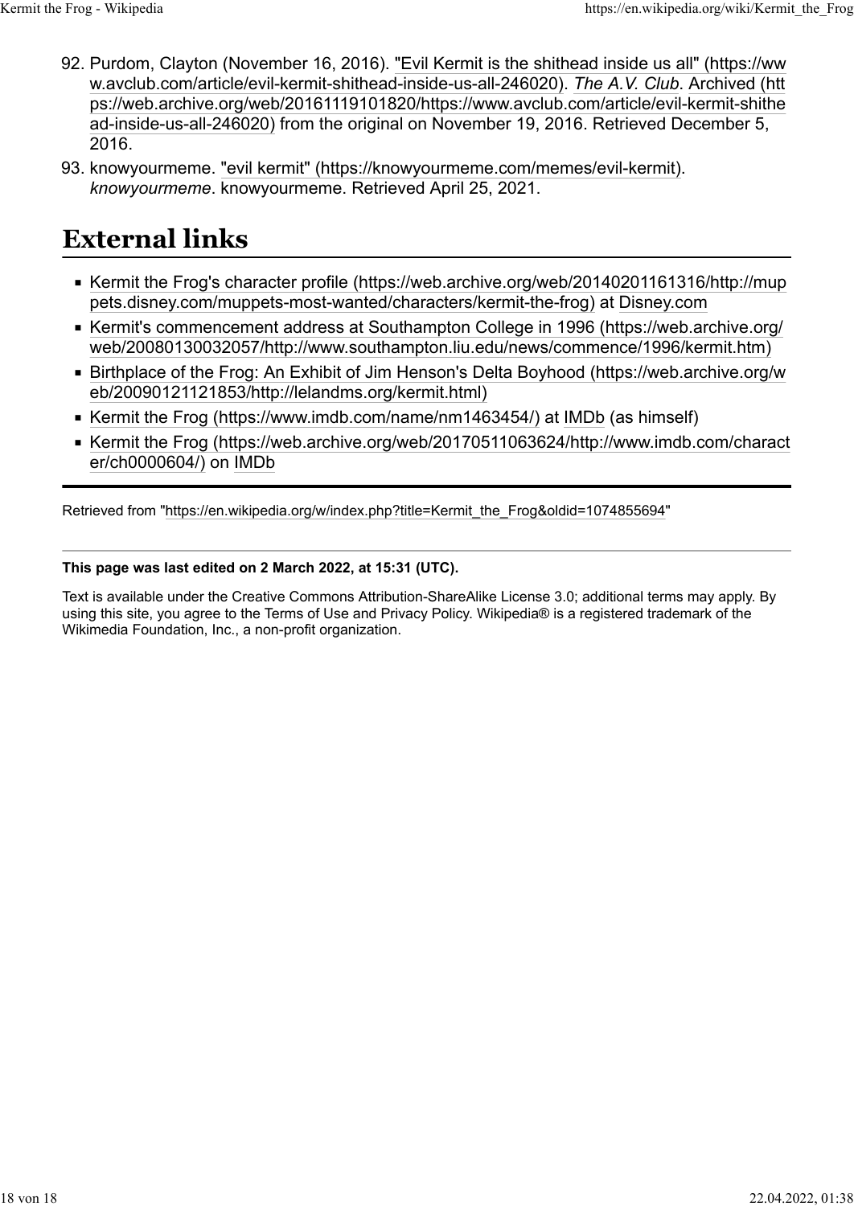92. Purdom, Clayton (November 16, 2016). "Evil Kermit is the shithead inside us all" (https://www.avclub.com/article/evil-kermit-shithead-inside-us-all-246020). *The A.V. Club*. Archived (https://web.archive.org/web/20161119101820/https://www.avclub.com/article/evil-kermit-shithead-inside-us-all-246020) from the original on November 19, 2016. Retrieved December 5, 2016.
93. knowyourmeme. "evil kermit" (https://knowyourmeme.com/memes/evil-kermit). *knowyourmeme*. knowyourmeme. Retrieved April 25, 2021.

# External links

- Kermit the Frog's character profile (https://web.archive.org/web/20140201161316/http://muppets.disney.com/muppets-most-wanted/characters/kermit-the-frog) at Disney.com
- Kermit's commencement address at Southampton College in 1996 (https://web.archive.org/web/20080130032057/http://www.southampton.liu.edu/news/commence/1996/kermit.htm)
- Birthplace of the Frog: An Exhibit of Jim Henson's Delta Boyhood (https://web.archive.org/web/20090121121853/http://lelandms.org/kermit.html)
- Kermit the Frog (https://www.imdb.com/name/nm1463454/) at IMDb (as himself)
- Kermit the Frog (https://web.archive.org/web/20170511063624/http://www.imdb.com/character/ch0000604/) on IMDb

---

Retrieved from "https://en.wikipedia.org/w/index.php?title=Kermit_the_Frog&oldid=1074855694"

**This page was last edited on 2 March 2022, at 15:31 (UTC).**

Text is available under the Creative Commons Attribution-ShareAlike License 3.0; additional terms may apply. By using this site, you agree to the Terms of Use and Privacy Policy. Wikipedia® is a registered trademark of the Wikimedia Foundation, Inc., a non-profit organization.